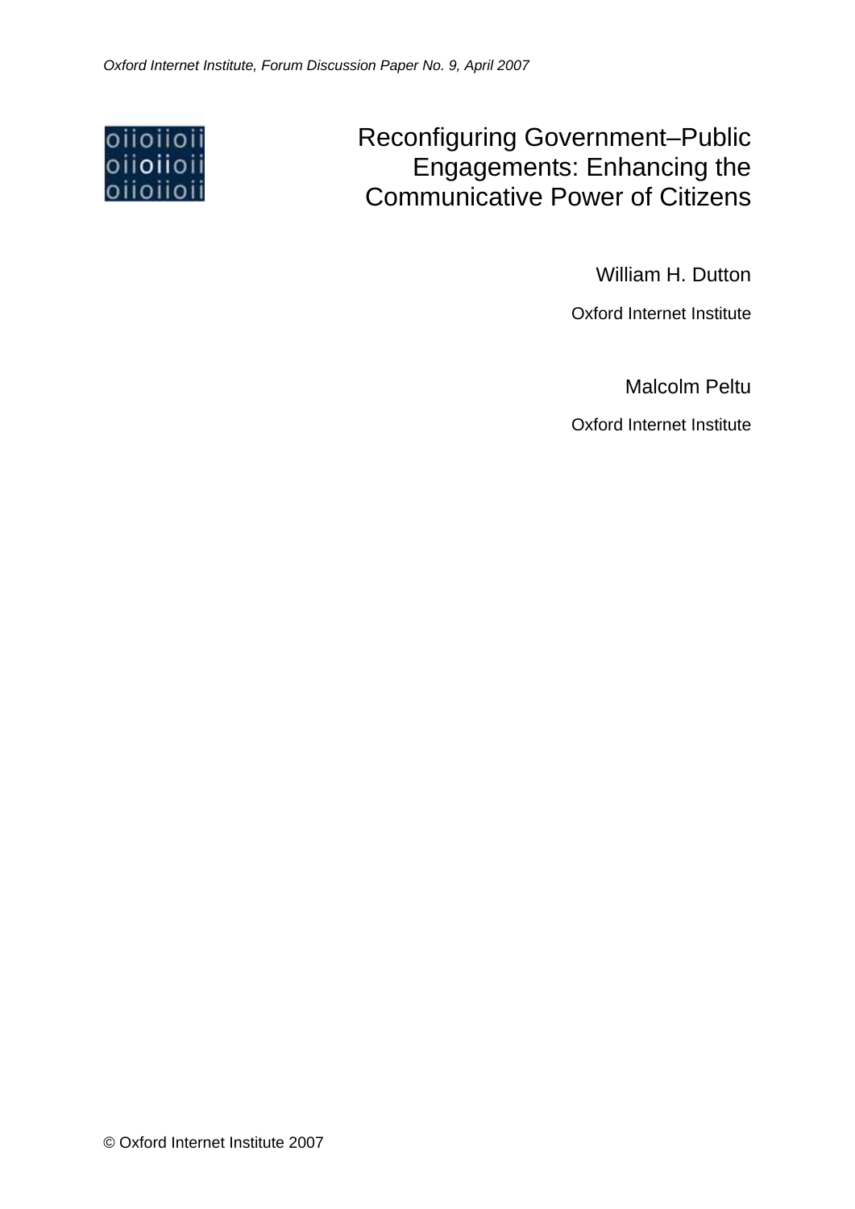*Oxford Internet Institute, Forum Discussion Paper No. 9, April 2007*

# Reconfiguring Government–Public Engagements: Enhancing the Communicative Power of Citizens

William H. Dutton

Oxford Internet Institute

Malcolm Peltu

Oxford Internet Institute

© Oxford Internet Institute 2007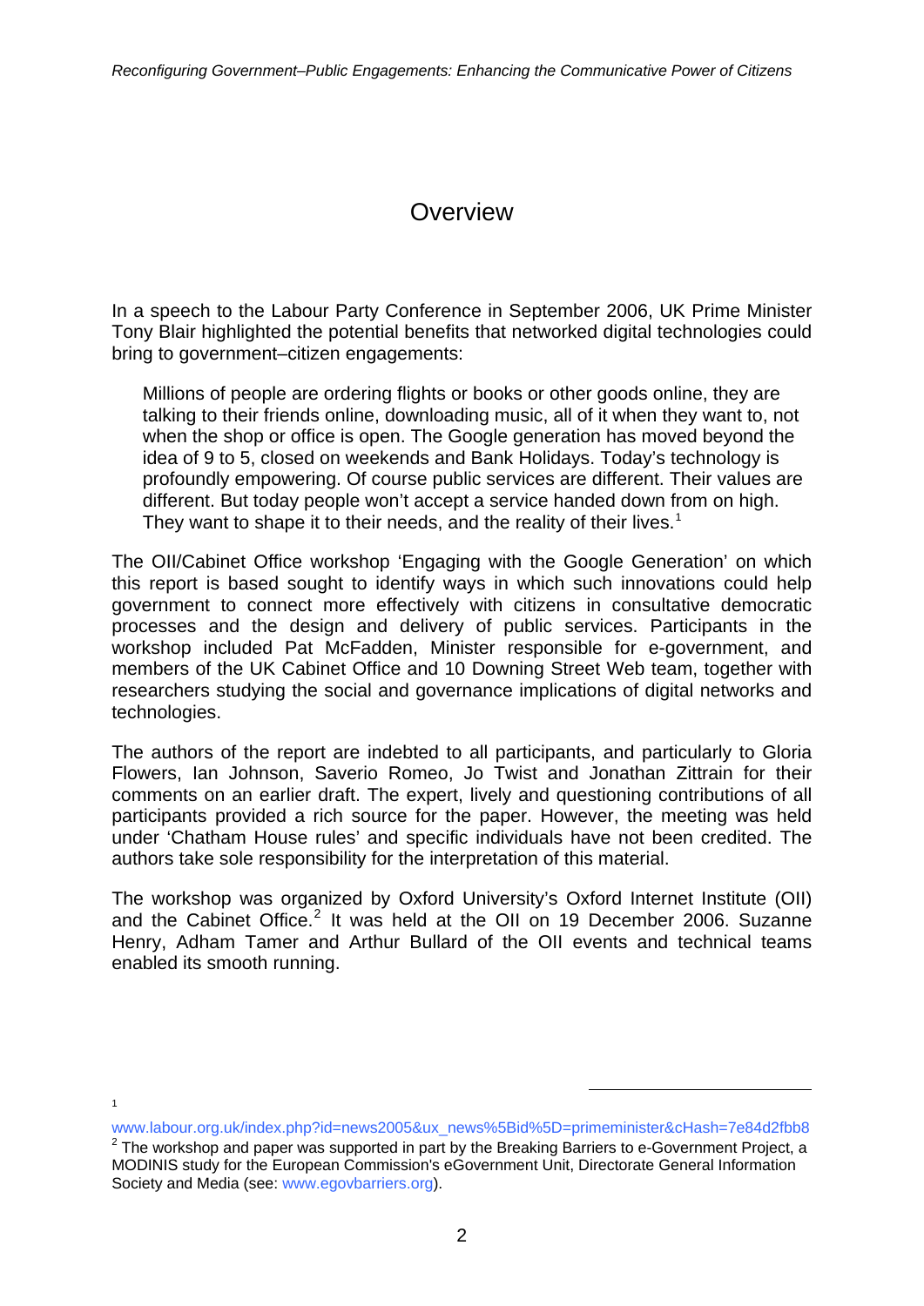# Overview

In a speech to the Labour Party Conference in September 2006, UK Prime Minister Tony Blair highlighted the potential benefits that networked digital technologies could bring to government–citizen engagements:

> Millions of people are ordering flights or books or other goods online, they are talking to their friends online, downloading music, all of it when they want to, not when the shop or office is open. The Google generation has moved beyond the idea of 9 to 5, closed on weekends and Bank Holidays. Today's technology is profoundly empowering. Of course public services are different. Their values are different. But today people won't accept a service handed down from on high. They want to shape it to their needs, and the reality of their lives.[1]

The OII/Cabinet Office workshop 'Engaging with the Google Generation' on which this report is based sought to identify ways in which such innovations could help government to connect more effectively with citizens in consultative democratic processes and the design and delivery of public services. Participants in the workshop included Pat McFadden, Minister responsible for e-government, and members of the UK Cabinet Office and 10 Downing Street Web team, together with researchers studying the social and governance implications of digital networks and technologies.

The authors of the report are indebted to all participants, and particularly to Gloria Flowers, Ian Johnson, Saverio Romeo, Jo Twist and Jonathan Zittrain for their comments on an earlier draft. The expert, lively and questioning contributions of all participants provided a rich source for the paper. However, the meeting was held under 'Chatham House rules' and specific individuals have not been credited. The authors take sole responsibility for the interpretation of this material.

The workshop was organized by Oxford University's Oxford Internet Institute (OII) and the Cabinet Office.[2] It was held at the OII on 19 December 2006. Suzanne Henry, Adham Tamer and Arthur Bullard of the OII events and technical teams enabled its smooth running.

---

[1] www.labour.org.uk/index.php?id=news2005&ux_news%5Bid%5D=primeminister&cHash=7e84d2fbb8

[2] The workshop and paper was supported in part by the Breaking Barriers to e-Government Project, a MODINIS study for the European Commission's eGovernment Unit, Directorate General Information Society and Media (see: www.egovbarriers.org).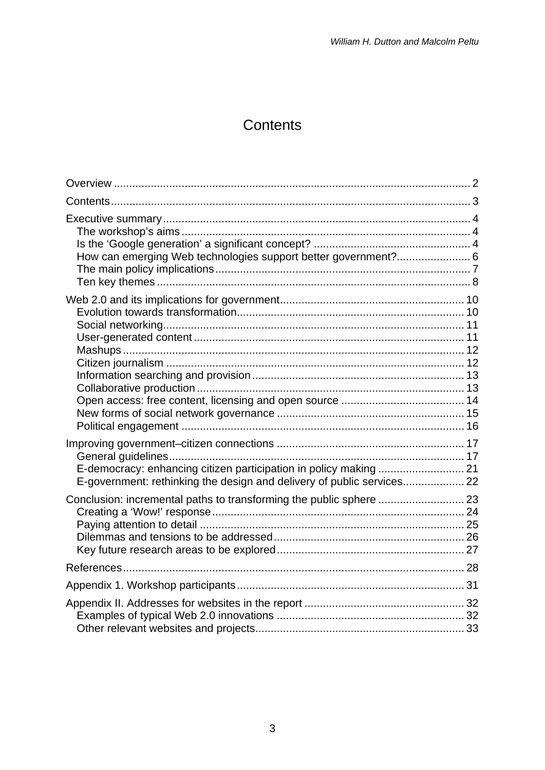# Contents

- Overview ........ 2
- Contents ........ 3
- Executive summary ........ 4
  - The workshop's aims ........ 4
  - Is the 'Google generation' a significant concept? ........ 4
  - How can emerging Web technologies support better government? ........ 6
  - The main policy implications ........ 7
  - Ten key themes ........ 8
- Web 2.0 and its implications for government ........ 10
  - Evolution towards transformation ........ 10
  - Social networking ........ 11
  - User-generated content ........ 11
  - Mashups ........ 12
  - Citizen journalism ........ 12
  - Information searching and provision ........ 13
  - Collaborative production ........ 13
  - Open access: free content, licensing and open source ........ 14
  - New forms of social network governance ........ 15
  - Political engagement ........ 16
- Improving government–citizen connections ........ 17
  - General guidelines ........ 17
  - E-democracy: enhancing citizen participation in policy making ........ 21
  - E-government: rethinking the design and delivery of public services ........ 22
- Conclusion: incremental paths to transforming the public sphere ........ 23
  - Creating a 'Wow!' response ........ 24
  - Paying attention to detail ........ 25
  - Dilemmas and tensions to be addressed ........ 26
  - Key future research areas to be explored ........ 27
- References ........ 28
- Appendix 1. Workshop participants ........ 31
- Appendix II. Addresses for websites in the report ........ 32
  - Examples of typical Web 2.0 innovations ........ 32
  - Other relevant websites and projects ........ 33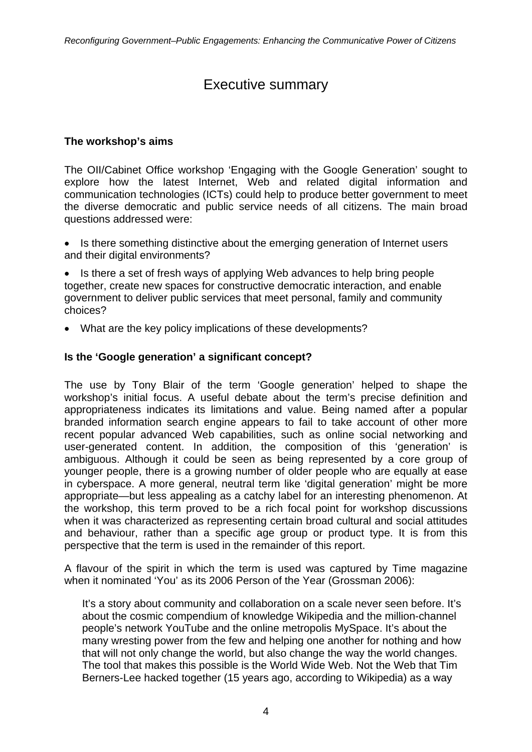# Executive summary

## The workshop's aims

The OII/Cabinet Office workshop 'Engaging with the Google Generation' sought to explore how the latest Internet, Web and related digital information and communication technologies (ICTs) could help to produce better government to meet the diverse democratic and public service needs of all citizens. The main broad questions addressed were:

- Is there something distinctive about the emerging generation of Internet users and their digital environments?
- Is there a set of fresh ways of applying Web advances to help bring people together, create new spaces for constructive democratic interaction, and enable government to deliver public services that meet personal, family and community choices?
- What are the key policy implications of these developments?

## Is the 'Google generation' a significant concept?

The use by Tony Blair of the term 'Google generation' helped to shape the workshop's initial focus. A useful debate about the term's precise definition and appropriateness indicates its limitations and value. Being named after a popular branded information search engine appears to fail to take account of other more recent popular advanced Web capabilities, such as online social networking and user-generated content. In addition, the composition of this 'generation' is ambiguous. Although it could be seen as being represented by a core group of younger people, there is a growing number of older people who are equally at ease in cyberspace. A more general, neutral term like 'digital generation' might be more appropriate—but less appealing as a catchy label for an interesting phenomenon. At the workshop, this term proved to be a rich focal point for workshop discussions when it was characterized as representing certain broad cultural and social attitudes and behaviour, rather than a specific age group or product type. It is from this perspective that the term is used in the remainder of this report.

A flavour of the spirit in which the term is used was captured by Time magazine when it nominated 'You' as its 2006 Person of the Year (Grossman 2006):

> It's a story about community and collaboration on a scale never seen before. It's about the cosmic compendium of knowledge Wikipedia and the million-channel people's network YouTube and the online metropolis MySpace. It's about the many wresting power from the few and helping one another for nothing and how that will not only change the world, but also change the way the world changes. The tool that makes this possible is the World Wide Web. Not the Web that Tim Berners-Lee hacked together (15 years ago, according to Wikipedia) as a way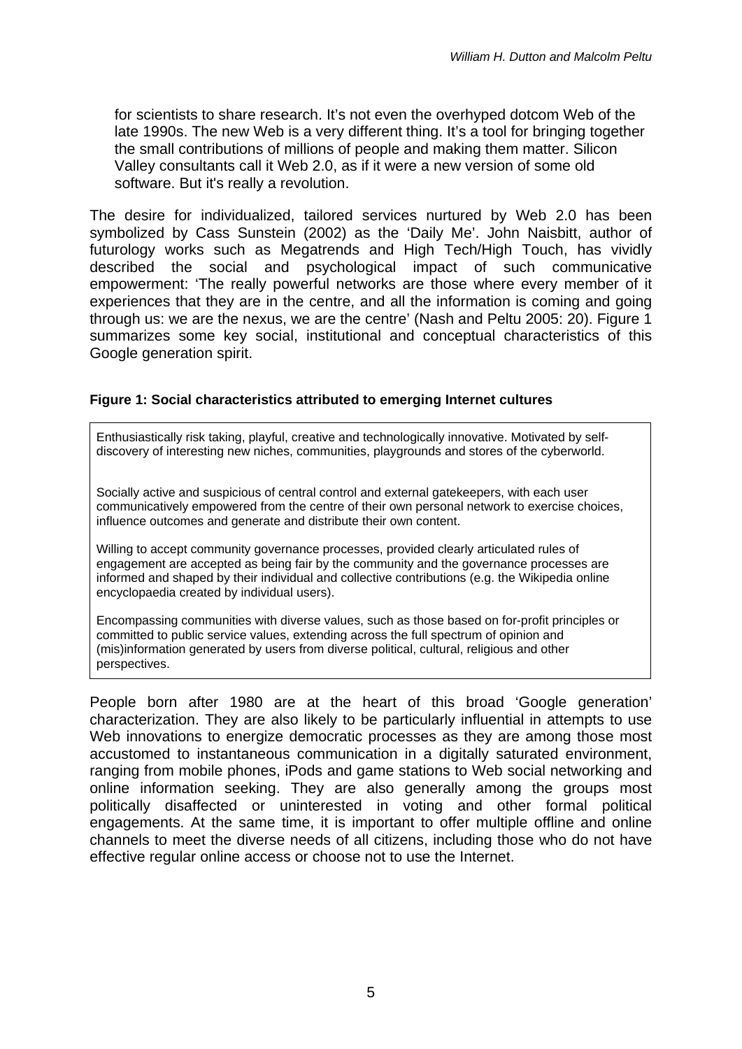> for scientists to share research. It's not even the overhyped dotcom Web of the late 1990s. The new Web is a very different thing. It's a tool for bringing together the small contributions of millions of people and making them matter. Silicon Valley consultants call it Web 2.0, as if it were a new version of some old software. But it's really a revolution.

The desire for individualized, tailored services nurtured by Web 2.0 has been symbolized by Cass Sunstein (2002) as the 'Daily Me'. John Naisbitt, author of futurology works such as Megatrends and High Tech/High Touch, has vividly described the social and psychological impact of such communicative empowerment: 'The really powerful networks are those where every member of it experiences that they are in the centre, and all the information is coming and going through us: we are the nexus, we are the centre' (Nash and Peltu 2005: 20). Figure 1 summarizes some key social, institutional and conceptual characteristics of this Google generation spirit.

**Figure 1: Social characteristics attributed to emerging Internet cultures**

> Enthusiastically risk taking, playful, creative and technologically innovative. Motivated by self-discovery of interesting new niches, communities, playgrounds and stores of the cyberworld.
>
> Socially active and suspicious of central control and external gatekeepers, with each user communicatively empowered from the centre of their own personal network to exercise choices, influence outcomes and generate and distribute their own content.
>
> Willing to accept community governance processes, provided clearly articulated rules of engagement are accepted as being fair by the community and the governance processes are informed and shaped by their individual and collective contributions (e.g. the Wikipedia online encyclopaedia created by individual users).
>
> Encompassing communities with diverse values, such as those based on for-profit principles or committed to public service values, extending across the full spectrum of opinion and (mis)information generated by users from diverse political, cultural, religious and other perspectives.

People born after 1980 are at the heart of this broad 'Google generation' characterization. They are also likely to be particularly influential in attempts to use Web innovations to energize democratic processes as they are among those most accustomed to instantaneous communication in a digitally saturated environment, ranging from mobile phones, iPods and game stations to Web social networking and online information seeking. They are also generally among the groups most politically disaffected or uninterested in voting and other formal political engagements. At the same time, it is important to offer multiple offline and online channels to meet the diverse needs of all citizens, including those who do not have effective regular online access or choose not to use the Internet.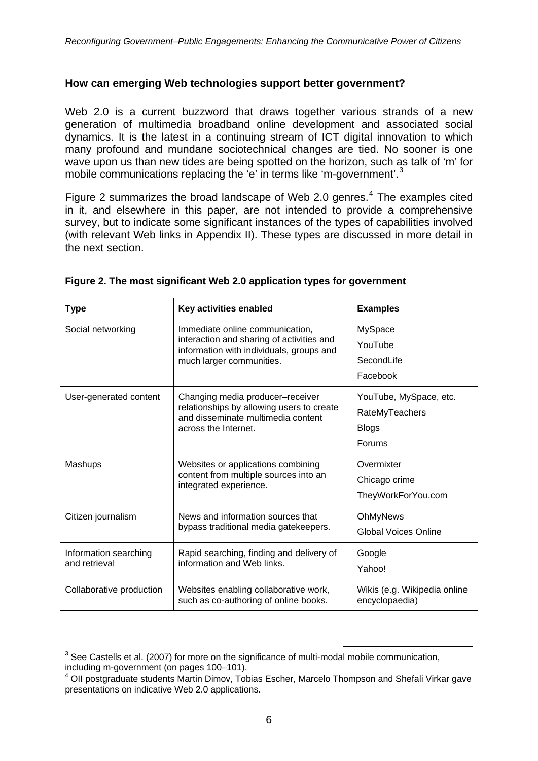### How can emerging Web technologies support better government?

Web 2.0 is a current buzzword that draws together various strands of a new generation of multimedia broadband online development and associated social dynamics. It is the latest in a continuing stream of ICT digital innovation to which many profound and mundane sociotechnical changes are tied. No sooner is one wave upon us than new tides are being spotted on the horizon, such as talk of 'm' for mobile communications replacing the 'e' in terms like 'm-government'.[3]

Figure 2 summarizes the broad landscape of Web 2.0 genres.[4] The examples cited in it, and elsewhere in this paper, are not intended to provide a comprehensive survey, but to indicate some significant instances of the types of capabilities involved (with relevant Web links in Appendix II). These types are discussed in more detail in the next section.

**Figure 2. The most significant Web 2.0 application types for government**

| Type | Key activities enabled | Examples |
|---|---|---|
| Social networking | Immediate online communication, interaction and sharing of activities and information with individuals, groups and much larger communities. | MySpace<br>YouTube<br>SecondLife<br>Facebook |
| User-generated content | Changing media producer–receiver relationships by allowing users to create and disseminate multimedia content across the Internet. | YouTube, MySpace, etc.<br>RateMyTeachers<br>Blogs<br>Forums |
| Mashups | Websites or applications combining content from multiple sources into an integrated experience. | Overmixter<br>Chicago crime<br>TheyWorkForYou.com |
| Citizen journalism | News and information sources that bypass traditional media gatekeepers. | OhMyNews<br>Global Voices Online |
| Information searching and retrieval | Rapid searching, finding and delivery of information and Web links. | Google<br>Yahoo! |
| Collaborative production | Websites enabling collaborative work, such as co-authoring of online books. | Wikis (e.g. Wikipedia online encyclopaedia) |

[3] See Castells et al. (2007) for more on the significance of multi-modal mobile communication, including m-government (on pages 100–101).

[4] OII postgraduate students Martin Dimov, Tobias Escher, Marcelo Thompson and Shefali Virkar gave presentations on indicative Web 2.0 applications.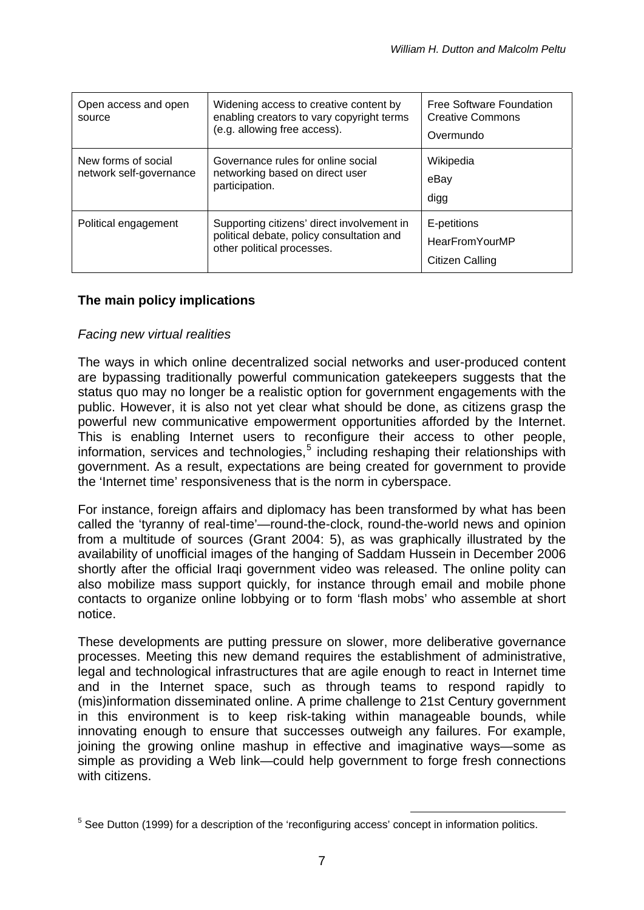| | | |
|---|---|---|
| Open access and open source | Widening access to creative content by enabling creators to vary copyright terms (e.g. allowing free access). | Free Software Foundation<br>Creative Commons<br>Overmundo |
| New forms of social network self-governance | Governance rules for online social networking based on direct user participation. | Wikipedia<br>eBay<br>digg |
| Political engagement | Supporting citizens' direct involvement in political debate, policy consultation and other political processes. | E-petitions<br>HearFromYourMP<br>Citizen Calling |

### The main policy implications

*Facing new virtual realities*

The ways in which online decentralized social networks and user-produced content are bypassing traditionally powerful communication gatekeepers suggests that the status quo may no longer be a realistic option for government engagements with the public. However, it is also not yet clear what should be done, as citizens grasp the powerful new communicative empowerment opportunities afforded by the Internet. This is enabling Internet users to reconfigure their access to other people, information, services and technologies,[5] including reshaping their relationships with government. As a result, expectations are being created for government to provide the 'Internet time' responsiveness that is the norm in cyberspace.

For instance, foreign affairs and diplomacy has been transformed by what has been called the 'tyranny of real-time'—round-the-clock, round-the-world news and opinion from a multitude of sources (Grant 2004: 5), as was graphically illustrated by the availability of unofficial images of the hanging of Saddam Hussein in December 2006 shortly after the official Iraqi government video was released. The online polity can also mobilize mass support quickly, for instance through email and mobile phone contacts to organize online lobbying or to form 'flash mobs' who assemble at short notice.

These developments are putting pressure on slower, more deliberative governance processes. Meeting this new demand requires the establishment of administrative, legal and technological infrastructures that are agile enough to react in Internet time and in the Internet space, such as through teams to respond rapidly to (mis)information disseminated online. A prime challenge to 21st Century government in this environment is to keep risk-taking within manageable bounds, while innovating enough to ensure that successes outweigh any failures. For example, joining the growing online mashup in effective and imaginative ways—some as simple as providing a Web link—could help government to forge fresh connections with citizens.

[5] See Dutton (1999) for a description of the 'reconfiguring access' concept in information politics.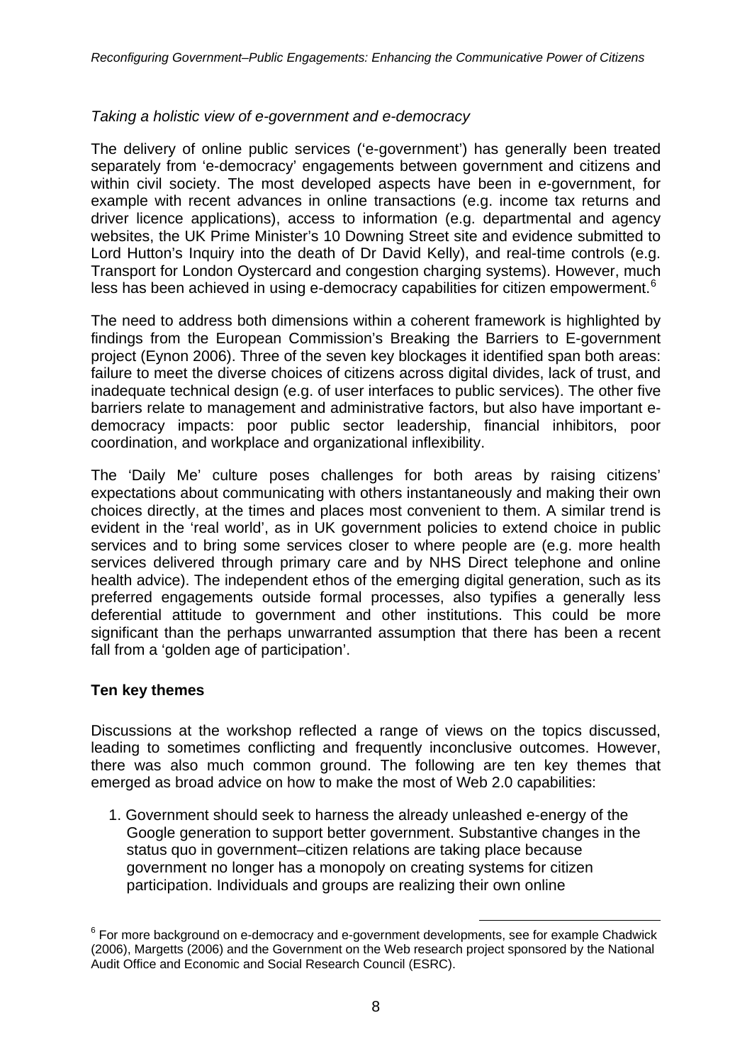*Taking a holistic view of e-government and e-democracy*

The delivery of online public services ('e-government') has generally been treated separately from 'e-democracy' engagements between government and citizens and within civil society. The most developed aspects have been in e-government, for example with recent advances in online transactions (e.g. income tax returns and driver licence applications), access to information (e.g. departmental and agency websites, the UK Prime Minister's 10 Downing Street site and evidence submitted to Lord Hutton's Inquiry into the death of Dr David Kelly), and real-time controls (e.g. Transport for London Oystercard and congestion charging systems). However, much less has been achieved in using e-democracy capabilities for citizen empowerment.[6]

The need to address both dimensions within a coherent framework is highlighted by findings from the European Commission's Breaking the Barriers to E-government project (Eynon 2006). Three of the seven key blockages it identified span both areas: failure to meet the diverse choices of citizens across digital divides, lack of trust, and inadequate technical design (e.g. of user interfaces to public services). The other five barriers relate to management and administrative factors, but also have important e-democracy impacts: poor public sector leadership, financial inhibitors, poor coordination, and workplace and organizational inflexibility.

The 'Daily Me' culture poses challenges for both areas by raising citizens' expectations about communicating with others instantaneously and making their own choices directly, at the times and places most convenient to them. A similar trend is evident in the 'real world', as in UK government policies to extend choice in public services and to bring some services closer to where people are (e.g. more health services delivered through primary care and by NHS Direct telephone and online health advice). The independent ethos of the emerging digital generation, such as its preferred engagements outside formal processes, also typifies a generally less deferential attitude to government and other institutions. This could be more significant than the perhaps unwarranted assumption that there has been a recent fall from a 'golden age of participation'.

**Ten key themes**

Discussions at the workshop reflected a range of views on the topics discussed, leading to sometimes conflicting and frequently inconclusive outcomes. However, there was also much common ground. The following are ten key themes that emerged as broad advice on how to make the most of Web 2.0 capabilities:

1. Government should seek to harness the already unleashed e-energy of the Google generation to support better government. Substantive changes in the status quo in government–citizen relations are taking place because government no longer has a monopoly on creating systems for citizen participation. Individuals and groups are realizing their own online

[6] For more background on e-democracy and e-government developments, see for example Chadwick (2006), Margetts (2006) and the Government on the Web research project sponsored by the National Audit Office and Economic and Social Research Council (ESRC).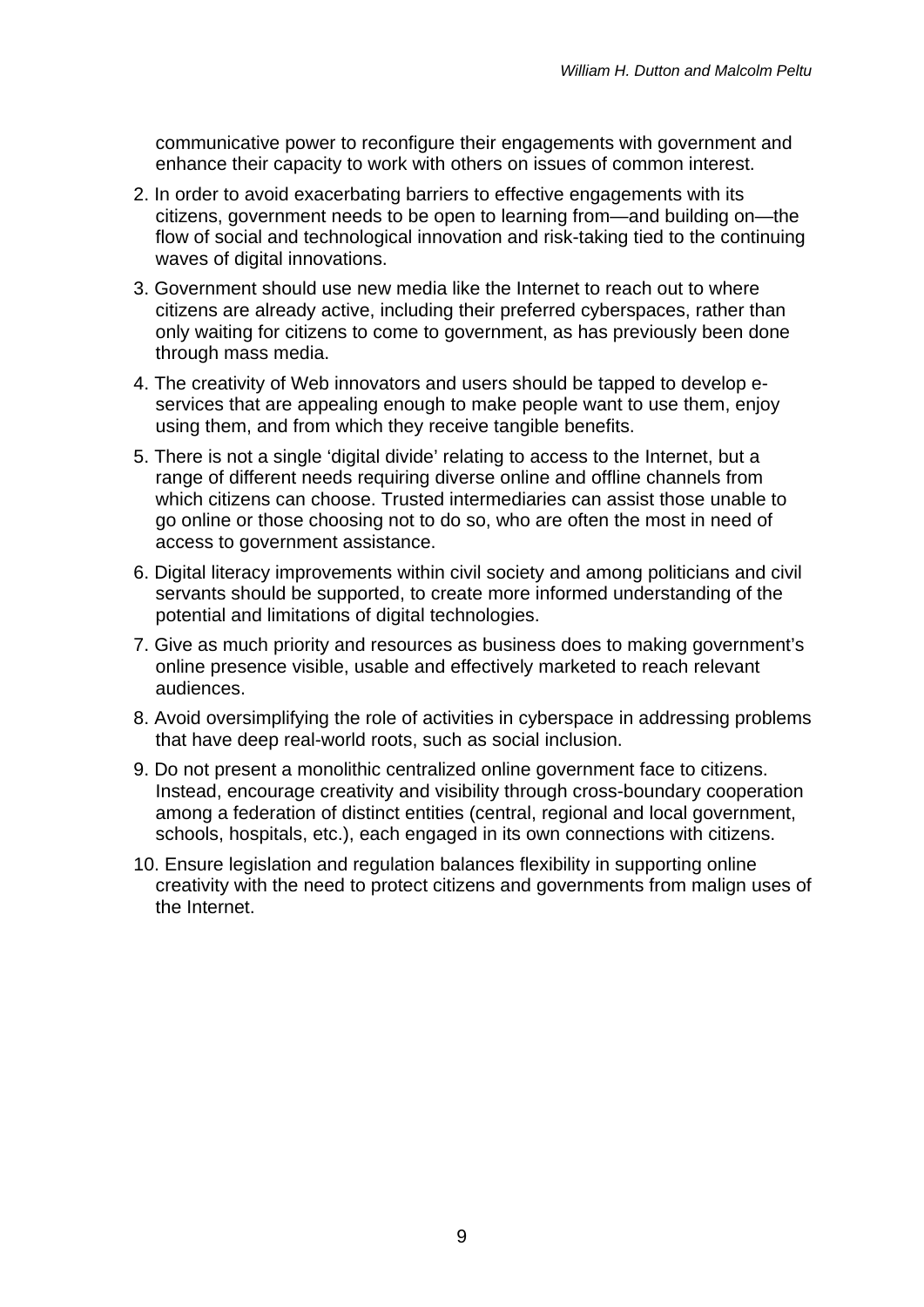communicative power to reconfigure their engagements with government and enhance their capacity to work with others on issues of common interest.

2. In order to avoid exacerbating barriers to effective engagements with its citizens, government needs to be open to learning from—and building on—the flow of social and technological innovation and risk-taking tied to the continuing waves of digital innovations.
3. Government should use new media like the Internet to reach out to where citizens are already active, including their preferred cyberspaces, rather than only waiting for citizens to come to government, as has previously been done through mass media.
4. The creativity of Web innovators and users should be tapped to develop e-services that are appealing enough to make people want to use them, enjoy using them, and from which they receive tangible benefits.
5. There is not a single 'digital divide' relating to access to the Internet, but a range of different needs requiring diverse online and offline channels from which citizens can choose. Trusted intermediaries can assist those unable to go online or those choosing not to do so, who are often the most in need of access to government assistance.
6. Digital literacy improvements within civil society and among politicians and civil servants should be supported, to create more informed understanding of the potential and limitations of digital technologies.
7. Give as much priority and resources as business does to making government's online presence visible, usable and effectively marketed to reach relevant audiences.
8. Avoid oversimplifying the role of activities in cyberspace in addressing problems that have deep real-world roots, such as social inclusion.
9. Do not present a monolithic centralized online government face to citizens. Instead, encourage creativity and visibility through cross-boundary cooperation among a federation of distinct entities (central, regional and local government, schools, hospitals, etc.), each engaged in its own connections with citizens.
10. Ensure legislation and regulation balances flexibility in supporting online creativity with the need to protect citizens and governments from malign uses of the Internet.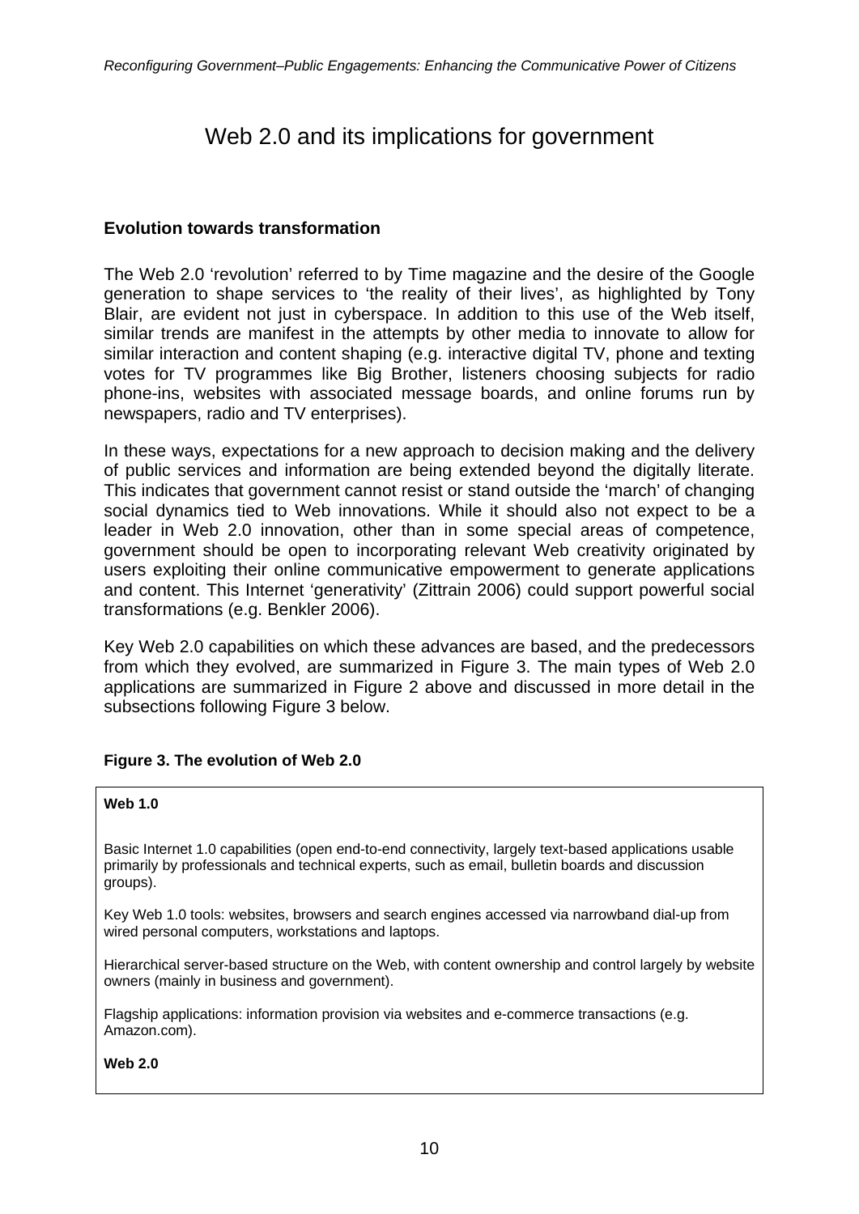# Web 2.0 and its implications for government

## Evolution towards transformation

The Web 2.0 'revolution' referred to by Time magazine and the desire of the Google generation to shape services to 'the reality of their lives', as highlighted by Tony Blair, are evident not just in cyberspace. In addition to this use of the Web itself, similar trends are manifest in the attempts by other media to innovate to allow for similar interaction and content shaping (e.g. interactive digital TV, phone and texting votes for TV programmes like Big Brother, listeners choosing subjects for radio phone-ins, websites with associated message boards, and online forums run by newspapers, radio and TV enterprises).

In these ways, expectations for a new approach to decision making and the delivery of public services and information are being extended beyond the digitally literate. This indicates that government cannot resist or stand outside the 'march' of changing social dynamics tied to Web innovations. While it should also not expect to be a leader in Web 2.0 innovation, other than in some special areas of competence, government should be open to incorporating relevant Web creativity originated by users exploiting their online communicative empowerment to generate applications and content. This Internet 'generativity' (Zittrain 2006) could support powerful social transformations (e.g. Benkler 2006).

Key Web 2.0 capabilities on which these advances are based, and the predecessors from which they evolved, are summarized in Figure 3. The main types of Web 2.0 applications are summarized in Figure 2 above and discussed in more detail in the subsections following Figure 3 below.

**Figure 3. The evolution of Web 2.0**

**Web 1.0**

Basic Internet 1.0 capabilities (open end-to-end connectivity, largely text-based applications usable primarily by professionals and technical experts, such as email, bulletin boards and discussion groups).

Key Web 1.0 tools: websites, browsers and search engines accessed via narrowband dial-up from wired personal computers, workstations and laptops.

Hierarchical server-based structure on the Web, with content ownership and control largely by website owners (mainly in business and government).

Flagship applications: information provision via websites and e-commerce transactions (e.g. Amazon.com).

**Web 2.0**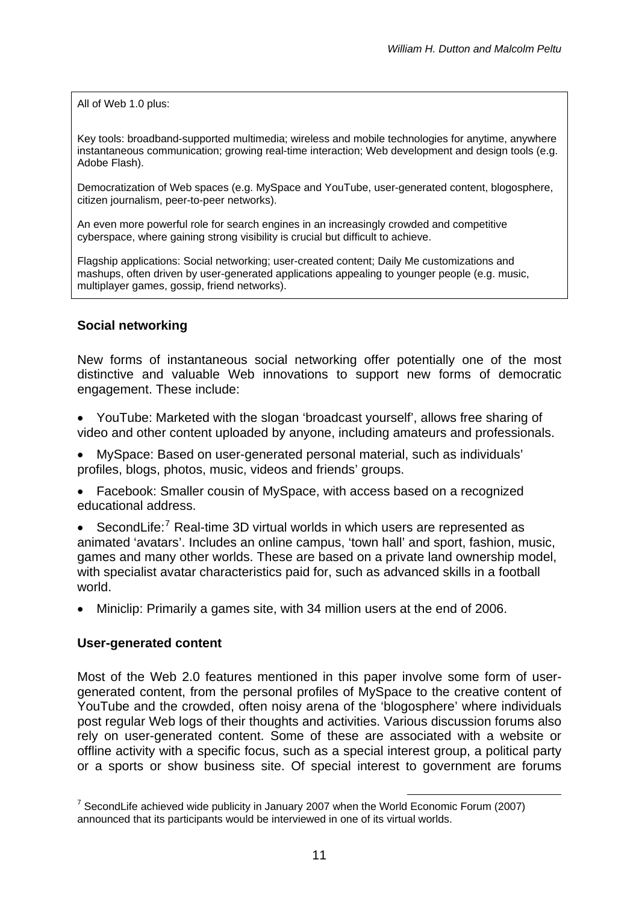All of Web 1.0 plus:

Key tools: broadband-supported multimedia; wireless and mobile technologies for anytime, anywhere instantaneous communication; growing real-time interaction; Web development and design tools (e.g. Adobe Flash).

Democratization of Web spaces (e.g. MySpace and YouTube, user-generated content, blogosphere, citizen journalism, peer-to-peer networks).

An even more powerful role for search engines in an increasingly crowded and competitive cyberspace, where gaining strong visibility is crucial but difficult to achieve.

Flagship applications: Social networking; user-created content; Daily Me customizations and mashups, often driven by user-generated applications appealing to younger people (e.g. music, multiplayer games, gossip, friend networks).

**Social networking**

New forms of instantaneous social networking offer potentially one of the most distinctive and valuable Web innovations to support new forms of democratic engagement. These include:

- YouTube: Marketed with the slogan 'broadcast yourself', allows free sharing of video and other content uploaded by anyone, including amateurs and professionals.
- MySpace: Based on user-generated personal material, such as individuals' profiles, blogs, photos, music, videos and friends' groups.
- Facebook: Smaller cousin of MySpace, with access based on a recognized educational address.
- SecondLife:[7] Real-time 3D virtual worlds in which users are represented as animated 'avatars'. Includes an online campus, 'town hall' and sport, fashion, music, games and many other worlds. These are based on a private land ownership model, with specialist avatar characteristics paid for, such as advanced skills in a football world.
- Miniclip: Primarily a games site, with 34 million users at the end of 2006.

**User-generated content**

Most of the Web 2.0 features mentioned in this paper involve some form of user-generated content, from the personal profiles of MySpace to the creative content of YouTube and the crowded, often noisy arena of the 'blogosphere' where individuals post regular Web logs of their thoughts and activities. Various discussion forums also rely on user-generated content. Some of these are associated with a website or offline activity with a specific focus, such as a special interest group, a political party or a sports or show business site. Of special interest to government are forums

[7] SecondLife achieved wide publicity in January 2007 when the World Economic Forum (2007) announced that its participants would be interviewed in one of its virtual worlds.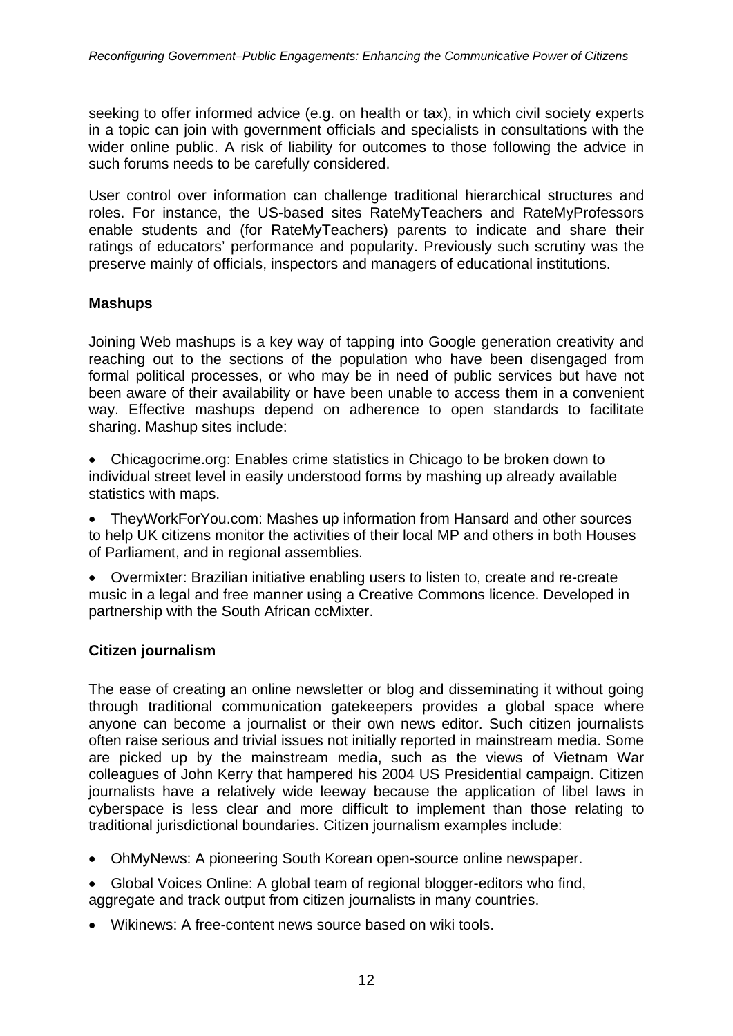seeking to offer informed advice (e.g. on health or tax), in which civil society experts in a topic can join with government officials and specialists in consultations with the wider online public. A risk of liability for outcomes to those following the advice in such forums needs to be carefully considered.

User control over information can challenge traditional hierarchical structures and roles. For instance, the US-based sites RateMyTeachers and RateMyProfessors enable students and (for RateMyTeachers) parents to indicate and share their ratings of educators' performance and popularity. Previously such scrutiny was the preserve mainly of officials, inspectors and managers of educational institutions.

**Mashups**

Joining Web mashups is a key way of tapping into Google generation creativity and reaching out to the sections of the population who have been disengaged from formal political processes, or who may be in need of public services but have not been aware of their availability or have been unable to access them in a convenient way. Effective mashups depend on adherence to open standards to facilitate sharing. Mashup sites include:

- Chicagocrime.org: Enables crime statistics in Chicago to be broken down to individual street level in easily understood forms by mashing up already available statistics with maps.
- TheyWorkForYou.com: Mashes up information from Hansard and other sources to help UK citizens monitor the activities of their local MP and others in both Houses of Parliament, and in regional assemblies.
- Overmixter: Brazilian initiative enabling users to listen to, create and re-create music in a legal and free manner using a Creative Commons licence. Developed in partnership with the South African ccMixter.

**Citizen journalism**

The ease of creating an online newsletter or blog and disseminating it without going through traditional communication gatekeepers provides a global space where anyone can become a journalist or their own news editor. Such citizen journalists often raise serious and trivial issues not initially reported in mainstream media. Some are picked up by the mainstream media, such as the views of Vietnam War colleagues of John Kerry that hampered his 2004 US Presidential campaign. Citizen journalists have a relatively wide leeway because the application of libel laws in cyberspace is less clear and more difficult to implement than those relating to traditional jurisdictional boundaries. Citizen journalism examples include:

- OhMyNews: A pioneering South Korean open-source online newspaper.
- Global Voices Online: A global team of regional blogger-editors who find, aggregate and track output from citizen journalists in many countries.
- Wikinews: A free-content news source based on wiki tools.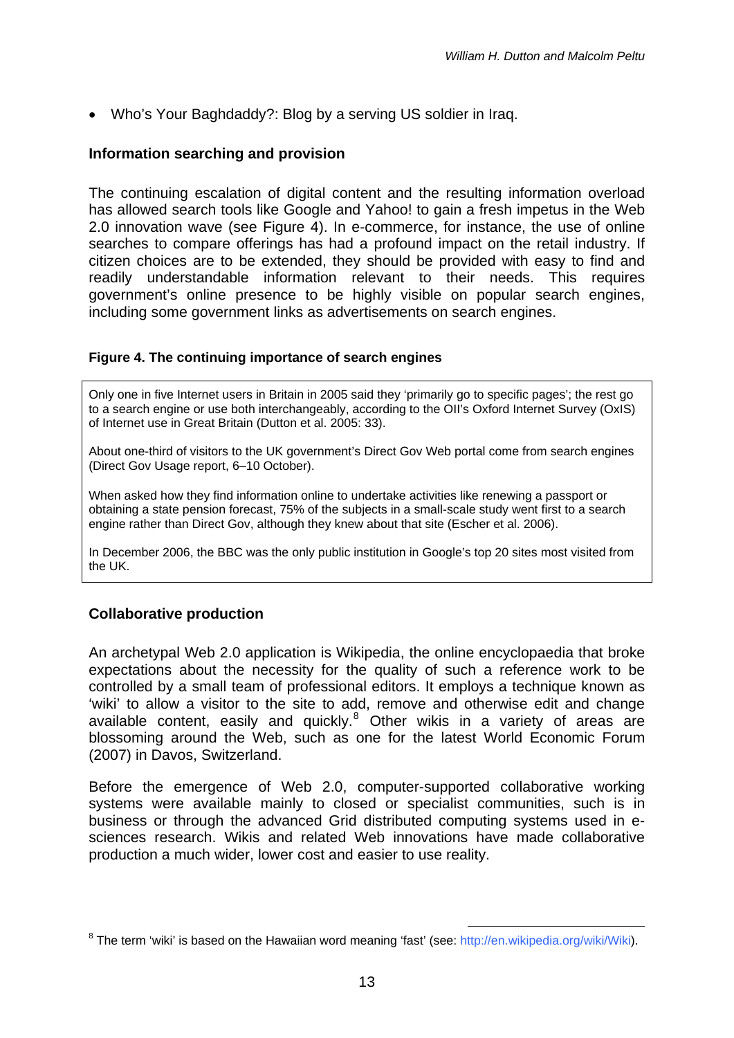- Who's Your Baghdaddy?: Blog by a serving US soldier in Iraq.

### Information searching and provision

The continuing escalation of digital content and the resulting information overload has allowed search tools like Google and Yahoo! to gain a fresh impetus in the Web 2.0 innovation wave (see Figure 4). In e-commerce, for instance, the use of online searches to compare offerings has had a profound impact on the retail industry. If citizen choices are to be extended, they should be provided with easy to find and readily understandable information relevant to their needs. This requires government's online presence to be highly visible on popular search engines, including some government links as advertisements on search engines.

#### Figure 4. The continuing importance of search engines

Only one in five Internet users in Britain in 2005 said they 'primarily go to specific pages'; the rest go to a search engine or use both interchangeably, according to the OII's Oxford Internet Survey (OxIS) of Internet use in Great Britain (Dutton et al. 2005: 33).

About one-third of visitors to the UK government's Direct Gov Web portal come from search engines (Direct Gov Usage report, 6–10 October).

When asked how they find information online to undertake activities like renewing a passport or obtaining a state pension forecast, 75% of the subjects in a small-scale study went first to a search engine rather than Direct Gov, although they knew about that site (Escher et al. 2006).

In December 2006, the BBC was the only public institution in Google's top 20 sites most visited from the UK.

### Collaborative production

An archetypal Web 2.0 application is Wikipedia, the online encyclopaedia that broke expectations about the necessity for the quality of such a reference work to be controlled by a small team of professional editors. It employs a technique known as 'wiki' to allow a visitor to the site to add, remove and otherwise edit and change available content, easily and quickly.[8] Other wikis in a variety of areas are blossoming around the Web, such as one for the latest World Economic Forum (2007) in Davos, Switzerland.

Before the emergence of Web 2.0, computer-supported collaborative working systems were available mainly to closed or specialist communities, such is in business or through the advanced Grid distributed computing systems used in e-sciences research. Wikis and related Web innovations have made collaborative production a much wider, lower cost and easier to use reality.

[8] The term 'wiki' is based on the Hawaiian word meaning 'fast' (see: http://en.wikipedia.org/wiki/Wiki).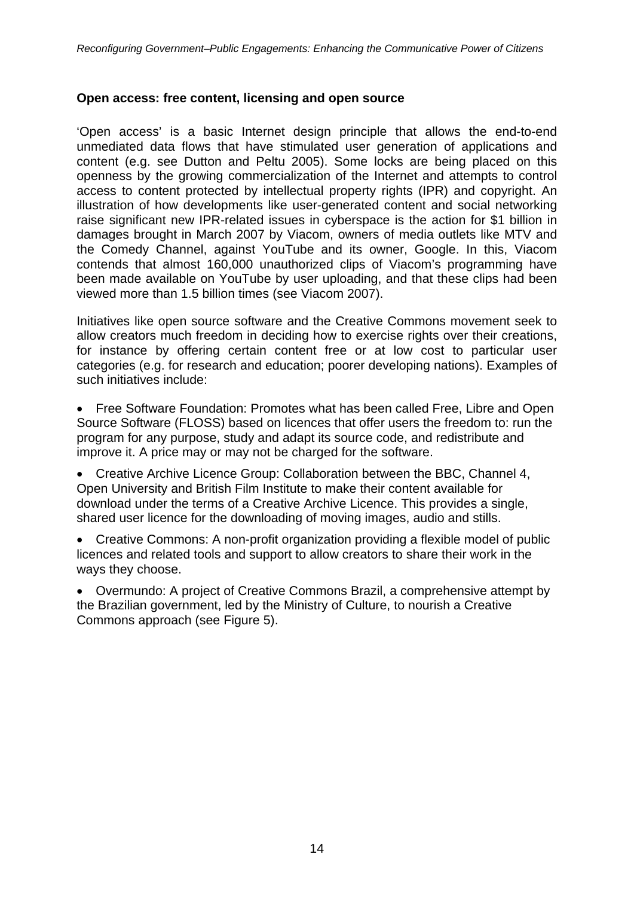### Open access: free content, licensing and open source

'Open access' is a basic Internet design principle that allows the end-to-end unmediated data flows that have stimulated user generation of applications and content (e.g. see Dutton and Peltu 2005). Some locks are being placed on this openness by the growing commercialization of the Internet and attempts to control access to content protected by intellectual property rights (IPR) and copyright. An illustration of how developments like user-generated content and social networking raise significant new IPR-related issues in cyberspace is the action for $1 billion in damages brought in March 2007 by Viacom, owners of media outlets like MTV and the Comedy Channel, against YouTube and its owner, Google. In this, Viacom contends that almost 160,000 unauthorized clips of Viacom's programming have been made available on YouTube by user uploading, and that these clips had been viewed more than 1.5 billion times (see Viacom 2007).

Initiatives like open source software and the Creative Commons movement seek to allow creators much freedom in deciding how to exercise rights over their creations, for instance by offering certain content free or at low cost to particular user categories (e.g. for research and education; poorer developing nations). Examples of such initiatives include:

- Free Software Foundation: Promotes what has been called Free, Libre and Open Source Software (FLOSS) based on licences that offer users the freedom to: run the program for any purpose, study and adapt its source code, and redistribute and improve it. A price may or may not be charged for the software.
- Creative Archive Licence Group: Collaboration between the BBC, Channel 4, Open University and British Film Institute to make their content available for download under the terms of a Creative Archive Licence. This provides a single, shared user licence for the downloading of moving images, audio and stills.
- Creative Commons: A non-profit organization providing a flexible model of public licences and related tools and support to allow creators to share their work in the ways they choose.
- Overmundo: A project of Creative Commons Brazil, a comprehensive attempt by the Brazilian government, led by the Ministry of Culture, to nourish a Creative Commons approach (see Figure 5).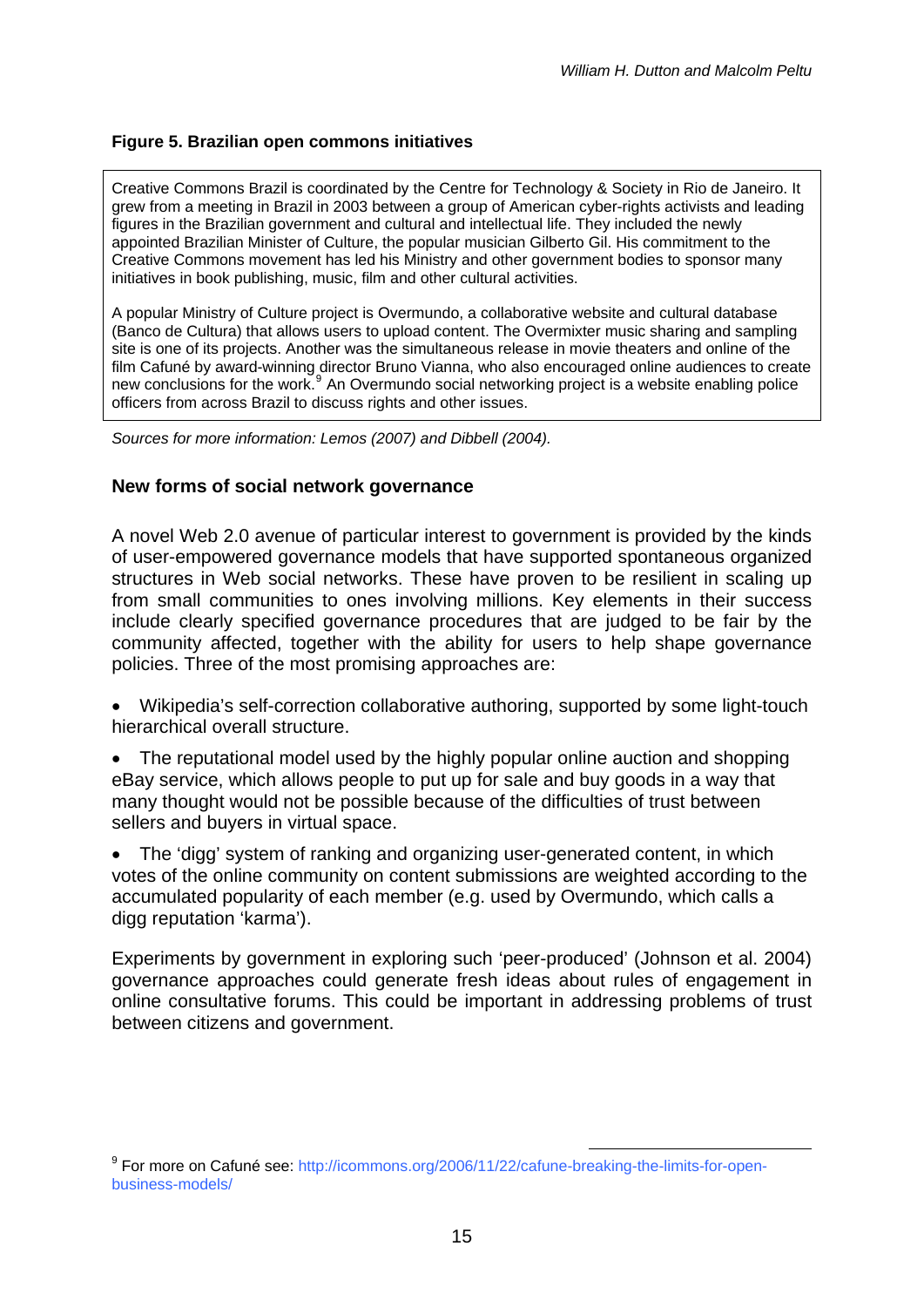**Figure 5. Brazilian open commons initiatives**

Creative Commons Brazil is coordinated by the Centre for Technology & Society in Rio de Janeiro. It grew from a meeting in Brazil in 2003 between a group of American cyber-rights activists and leading figures in the Brazilian government and cultural and intellectual life. They included the newly appointed Brazilian Minister of Culture, the popular musician Gilberto Gil. His commitment to the Creative Commons movement has led his Ministry and other government bodies to sponsor many initiatives in book publishing, music, film and other cultural activities.

A popular Ministry of Culture project is Overmundo, a collaborative website and cultural database (Banco de Cultura) that allows users to upload content. The Overmixter music sharing and sampling site is one of its projects. Another was the simultaneous release in movie theaters and online of the film Cafuné by award-winning director Bruno Vianna, who also encouraged online audiences to create new conclusions for the work.[9] An Overmundo social networking project is a website enabling police officers from across Brazil to discuss rights and other issues.

*Sources for more information: Lemos (2007) and Dibbell (2004).*

### New forms of social network governance

A novel Web 2.0 avenue of particular interest to government is provided by the kinds of user-empowered governance models that have supported spontaneous organized structures in Web social networks. These have proven to be resilient in scaling up from small communities to ones involving millions. Key elements in their success include clearly specified governance procedures that are judged to be fair by the community affected, together with the ability for users to help shape governance policies. Three of the most promising approaches are:

- Wikipedia's self-correction collaborative authoring, supported by some light-touch hierarchical overall structure.
- The reputational model used by the highly popular online auction and shopping eBay service, which allows people to put up for sale and buy goods in a way that many thought would not be possible because of the difficulties of trust between sellers and buyers in virtual space.
- The 'digg' system of ranking and organizing user-generated content, in which votes of the online community on content submissions are weighted according to the accumulated popularity of each member (e.g. used by Overmundo, which calls a digg reputation 'karma').

Experiments by government in exploring such 'peer-produced' (Johnson et al. 2004) governance approaches could generate fresh ideas about rules of engagement in online consultative forums. This could be important in addressing problems of trust between citizens and government.

---

[9] For more on Cafuné see: http://icommons.org/2006/11/22/cafune-breaking-the-limits-for-open-business-models/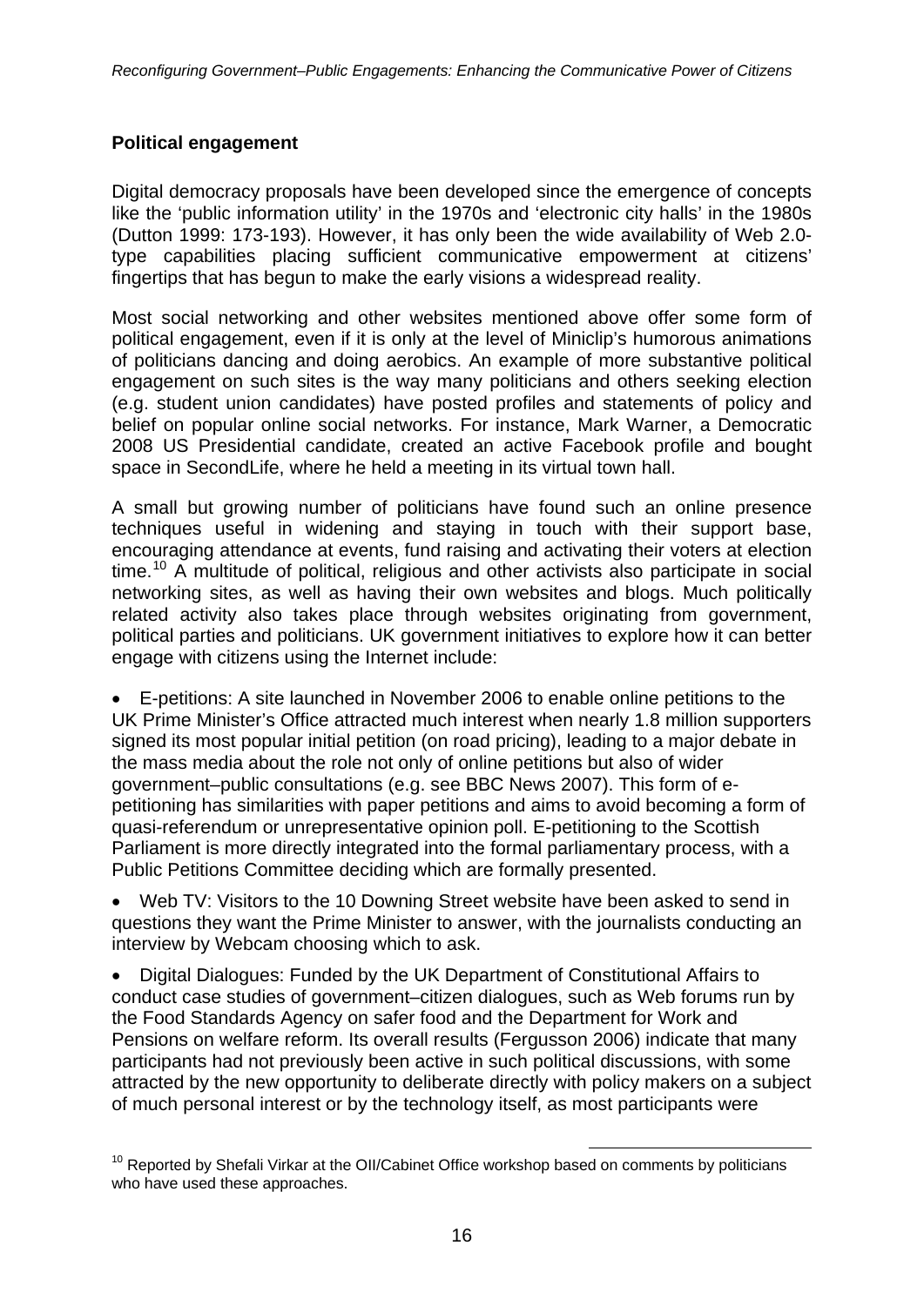## Political engagement

Digital democracy proposals have been developed since the emergence of concepts like the 'public information utility' in the 1970s and 'electronic city halls' in the 1980s (Dutton 1999: 173-193). However, it has only been the wide availability of Web 2.0-type capabilities placing sufficient communicative empowerment at citizens' fingertips that has begun to make the early visions a widespread reality.

Most social networking and other websites mentioned above offer some form of political engagement, even if it is only at the level of Miniclip's humorous animations of politicians dancing and doing aerobics. An example of more substantive political engagement on such sites is the way many politicians and others seeking election (e.g. student union candidates) have posted profiles and statements of policy and belief on popular online social networks. For instance, Mark Warner, a Democratic 2008 US Presidential candidate, created an active Facebook profile and bought space in SecondLife, where he held a meeting in its virtual town hall.

A small but growing number of politicians have found such an online presence techniques useful in widening and staying in touch with their support base, encouraging attendance at events, fund raising and activating their voters at election time.[10] A multitude of political, religious and other activists also participate in social networking sites, as well as having their own websites and blogs. Much politically related activity also takes place through websites originating from government, political parties and politicians. UK government initiatives to explore how it can better engage with citizens using the Internet include:

- E-petitions: A site launched in November 2006 to enable online petitions to the UK Prime Minister's Office attracted much interest when nearly 1.8 million supporters signed its most popular initial petition (on road pricing), leading to a major debate in the mass media about the role not only of online petitions but also of wider government–public consultations (e.g. see BBC News 2007). This form of e-petitioning has similarities with paper petitions and aims to avoid becoming a form of quasi-referendum or unrepresentative opinion poll. E-petitioning to the Scottish Parliament is more directly integrated into the formal parliamentary process, with a Public Petitions Committee deciding which are formally presented.
- Web TV: Visitors to the 10 Downing Street website have been asked to send in questions they want the Prime Minister to answer, with the journalists conducting an interview by Webcam choosing which to ask.
- Digital Dialogues: Funded by the UK Department of Constitutional Affairs to conduct case studies of government–citizen dialogues, such as Web forums run by the Food Standards Agency on safer food and the Department for Work and Pensions on welfare reform. Its overall results (Fergusson 2006) indicate that many participants had not previously been active in such political discussions, with some attracted by the new opportunity to deliberate directly with policy makers on a subject of much personal interest or by the technology itself, as most participants were

[10] Reported by Shefali Virkar at the OII/Cabinet Office workshop based on comments by politicians who have used these approaches.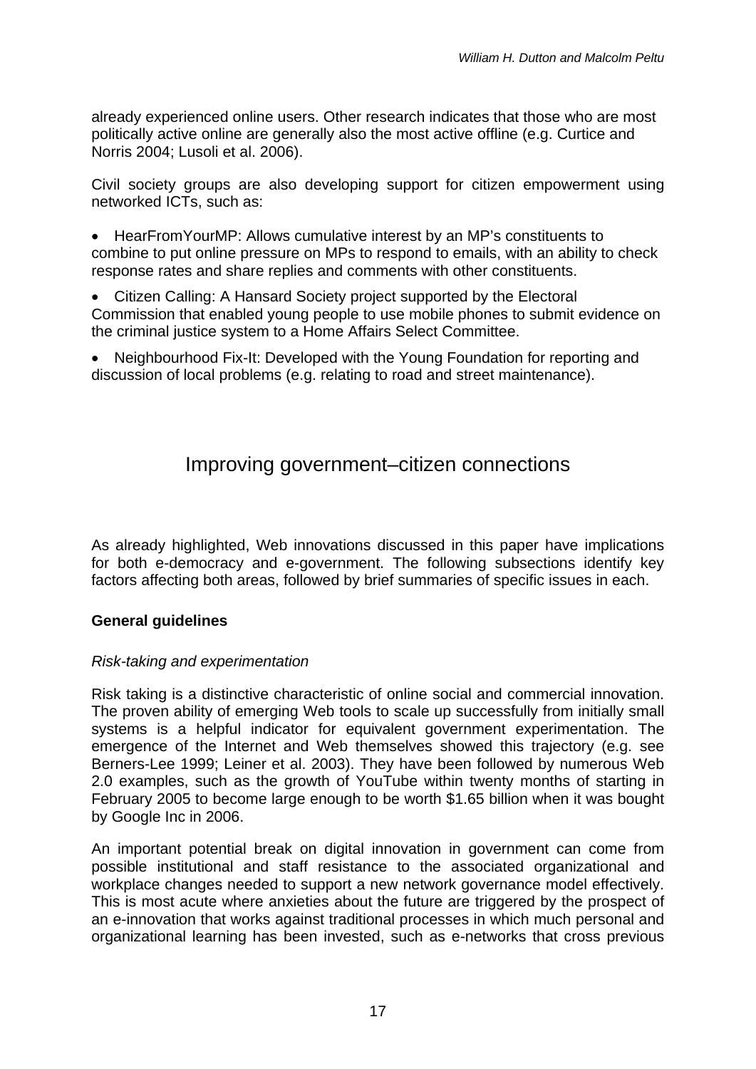already experienced online users. Other research indicates that those who are most politically active online are generally also the most active offline (e.g. Curtice and Norris 2004; Lusoli et al. 2006).

Civil society groups are also developing support for citizen empowerment using networked ICTs, such as:

- HearFromYourMP: Allows cumulative interest by an MP's constituents to combine to put online pressure on MPs to respond to emails, with an ability to check response rates and share replies and comments with other constituents.
- Citizen Calling: A Hansard Society project supported by the Electoral Commission that enabled young people to use mobile phones to submit evidence on the criminal justice system to a Home Affairs Select Committee.
- Neighbourhood Fix-It: Developed with the Young Foundation for reporting and discussion of local problems (e.g. relating to road and street maintenance).

## Improving government–citizen connections

As already highlighted, Web innovations discussed in this paper have implications for both e-democracy and e-government. The following subsections identify key factors affecting both areas, followed by brief summaries of specific issues in each.

### General guidelines

*Risk-taking and experimentation*

Risk taking is a distinctive characteristic of online social and commercial innovation. The proven ability of emerging Web tools to scale up successfully from initially small systems is a helpful indicator for equivalent government experimentation. The emergence of the Internet and Web themselves showed this trajectory (e.g. see Berners-Lee 1999; Leiner et al. 2003). They have been followed by numerous Web 2.0 examples, such as the growth of YouTube within twenty months of starting in February 2005 to become large enough to be worth $1.65 billion when it was bought by Google Inc in 2006.

An important potential break on digital innovation in government can come from possible institutional and staff resistance to the associated organizational and workplace changes needed to support a new network governance model effectively. This is most acute where anxieties about the future are triggered by the prospect of an e-innovation that works against traditional processes in which much personal and organizational learning has been invested, such as e-networks that cross previous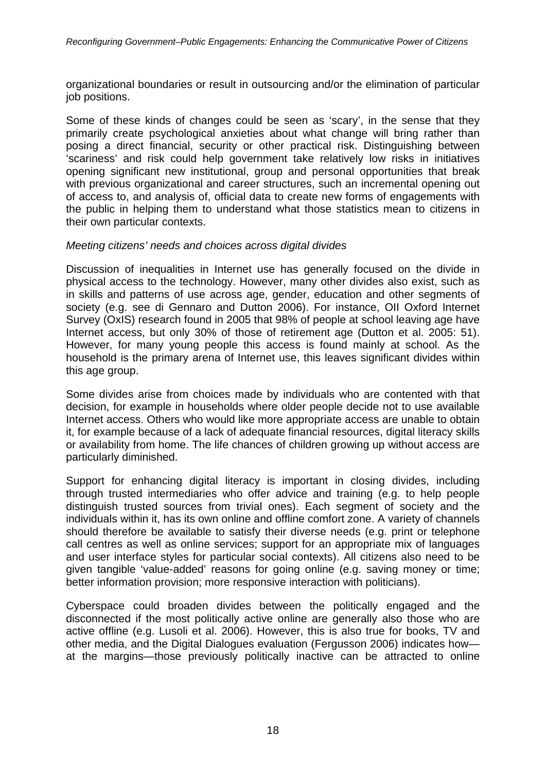organizational boundaries or result in outsourcing and/or the elimination of particular job positions.

Some of these kinds of changes could be seen as 'scary', in the sense that they primarily create psychological anxieties about what change will bring rather than posing a direct financial, security or other practical risk. Distinguishing between 'scariness' and risk could help government take relatively low risks in initiatives opening significant new institutional, group and personal opportunities that break with previous organizational and career structures, such an incremental opening out of access to, and analysis of, official data to create new forms of engagements with the public in helping them to understand what those statistics mean to citizens in their own particular contexts.

*Meeting citizens' needs and choices across digital divides*

Discussion of inequalities in Internet use has generally focused on the divide in physical access to the technology. However, many other divides also exist, such as in skills and patterns of use across age, gender, education and other segments of society (e.g. see di Gennaro and Dutton 2006). For instance, OII Oxford Internet Survey (OxIS) research found in 2005 that 98% of people at school leaving age have Internet access, but only 30% of those of retirement age (Dutton et al. 2005: 51). However, for many young people this access is found mainly at school. As the household is the primary arena of Internet use, this leaves significant divides within this age group.

Some divides arise from choices made by individuals who are contented with that decision, for example in households where older people decide not to use available Internet access. Others who would like more appropriate access are unable to obtain it, for example because of a lack of adequate financial resources, digital literacy skills or availability from home. The life chances of children growing up without access are particularly diminished.

Support for enhancing digital literacy is important in closing divides, including through trusted intermediaries who offer advice and training (e.g. to help people distinguish trusted sources from trivial ones). Each segment of society and the individuals within it, has its own online and offline comfort zone. A variety of channels should therefore be available to satisfy their diverse needs (e.g. print or telephone call centres as well as online services; support for an appropriate mix of languages and user interface styles for particular social contexts). All citizens also need to be given tangible 'value-added' reasons for going online (e.g. saving money or time; better information provision; more responsive interaction with politicians).

Cyberspace could broaden divides between the politically engaged and the disconnected if the most politically active online are generally also those who are active offline (e.g. Lusoli et al. 2006). However, this is also true for books, TV and other media, and the Digital Dialogues evaluation (Fergusson 2006) indicates how—at the margins—those previously politically inactive can be attracted to online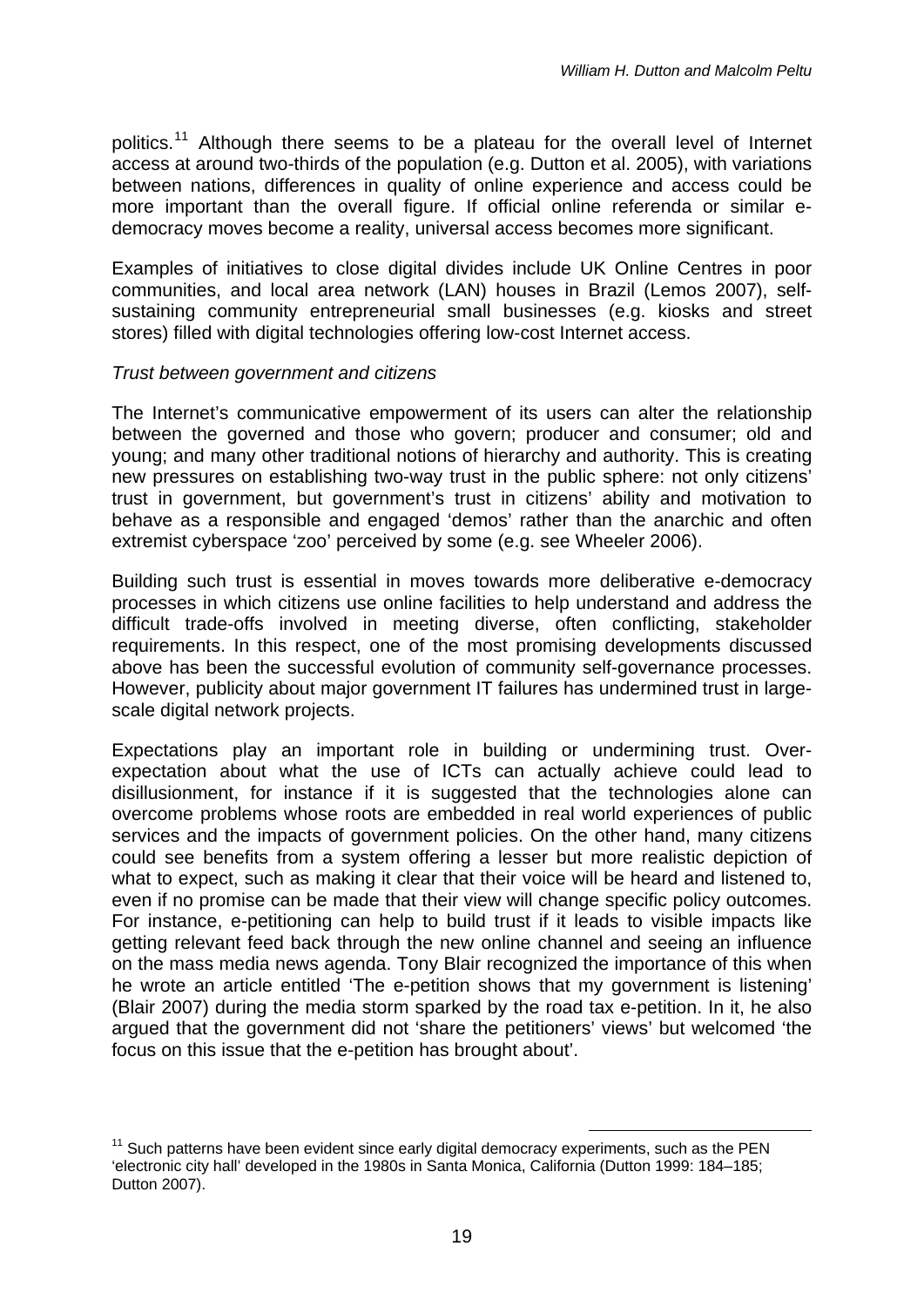politics.[11] Although there seems to be a plateau for the overall level of Internet access at around two-thirds of the population (e.g. Dutton et al. 2005), with variations between nations, differences in quality of online experience and access could be more important than the overall figure. If official online referenda or similar e-democracy moves become a reality, universal access becomes more significant.

Examples of initiatives to close digital divides include UK Online Centres in poor communities, and local area network (LAN) houses in Brazil (Lemos 2007), self-sustaining community entrepreneurial small businesses (e.g. kiosks and street stores) filled with digital technologies offering low-cost Internet access.

*Trust between government and citizens*

The Internet's communicative empowerment of its users can alter the relationship between the governed and those who govern; producer and consumer; old and young; and many other traditional notions of hierarchy and authority. This is creating new pressures on establishing two-way trust in the public sphere: not only citizens' trust in government, but government's trust in citizens' ability and motivation to behave as a responsible and engaged 'demos' rather than the anarchic and often extremist cyberspace 'zoo' perceived by some (e.g. see Wheeler 2006).

Building such trust is essential in moves towards more deliberative e-democracy processes in which citizens use online facilities to help understand and address the difficult trade-offs involved in meeting diverse, often conflicting, stakeholder requirements. In this respect, one of the most promising developments discussed above has been the successful evolution of community self-governance processes. However, publicity about major government IT failures has undermined trust in large-scale digital network projects.

Expectations play an important role in building or undermining trust. Over-expectation about what the use of ICTs can actually achieve could lead to disillusionment, for instance if it is suggested that the technologies alone can overcome problems whose roots are embedded in real world experiences of public services and the impacts of government policies. On the other hand, many citizens could see benefits from a system offering a lesser but more realistic depiction of what to expect, such as making it clear that their voice will be heard and listened to, even if no promise can be made that their view will change specific policy outcomes. For instance, e-petitioning can help to build trust if it leads to visible impacts like getting relevant feed back through the new online channel and seeing an influence on the mass media news agenda. Tony Blair recognized the importance of this when he wrote an article entitled 'The e-petition shows that my government is listening' (Blair 2007) during the media storm sparked by the road tax e-petition. In it, he also argued that the government did not 'share the petitioners' views' but welcomed 'the focus on this issue that the e-petition has brought about'.

[11] Such patterns have been evident since early digital democracy experiments, such as the PEN 'electronic city hall' developed in the 1980s in Santa Monica, California (Dutton 1999: 184–185; Dutton 2007).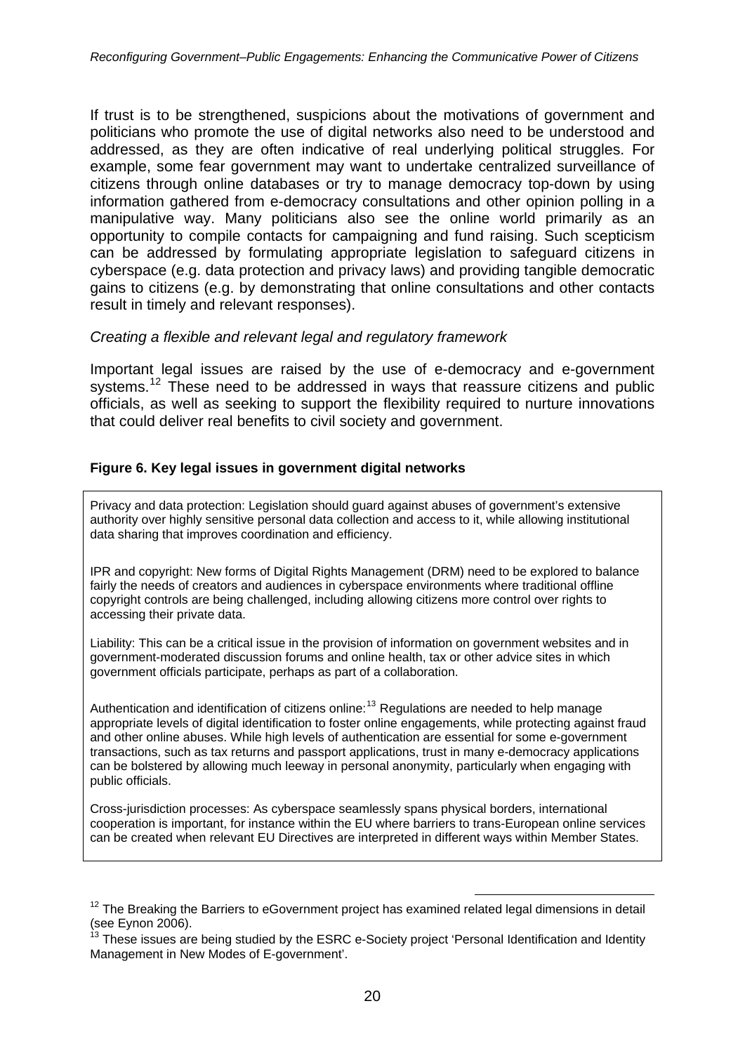If trust is to be strengthened, suspicions about the motivations of government and politicians who promote the use of digital networks also need to be understood and addressed, as they are often indicative of real underlying political struggles. For example, some fear government may want to undertake centralized surveillance of citizens through online databases or try to manage democracy top-down by using information gathered from e-democracy consultations and other opinion polling in a manipulative way. Many politicians also see the online world primarily as an opportunity to compile contacts for campaigning and fund raising. Such scepticism can be addressed by formulating appropriate legislation to safeguard citizens in cyberspace (e.g. data protection and privacy laws) and providing tangible democratic gains to citizens (e.g. by demonstrating that online consultations and other contacts result in timely and relevant responses).

### *Creating a flexible and relevant legal and regulatory framework*

Important legal issues are raised by the use of e-democracy and e-government systems.[12] These need to be addressed in ways that reassure citizens and public officials, as well as seeking to support the flexibility required to nurture innovations that could deliver real benefits to civil society and government.

**Figure 6. Key legal issues in government digital networks**

Privacy and data protection: Legislation should guard against abuses of government's extensive authority over highly sensitive personal data collection and access to it, while allowing institutional data sharing that improves coordination and efficiency.

IPR and copyright: New forms of Digital Rights Management (DRM) need to be explored to balance fairly the needs of creators and audiences in cyberspace environments where traditional offline copyright controls are being challenged, including allowing citizens more control over rights to accessing their private data.

Liability: This can be a critical issue in the provision of information on government websites and in government-moderated discussion forums and online health, tax or other advice sites in which government officials participate, perhaps as part of a collaboration.

Authentication and identification of citizens online:[13] Regulations are needed to help manage appropriate levels of digital identification to foster online engagements, while protecting against fraud and other online abuses. While high levels of authentication are essential for some e-government transactions, such as tax returns and passport applications, trust in many e-democracy applications can be bolstered by allowing much leeway in personal anonymity, particularly when engaging with public officials.

Cross-jurisdiction processes: As cyberspace seamlessly spans physical borders, international cooperation is important, for instance within the EU where barriers to trans-European online services can be created when relevant EU Directives are interpreted in different ways within Member States.

---

[12] The Breaking the Barriers to eGovernment project has examined related legal dimensions in detail (see Eynon 2006).

[13] These issues are being studied by the ESRC e-Society project 'Personal Identification and Identity Management in New Modes of E-government'.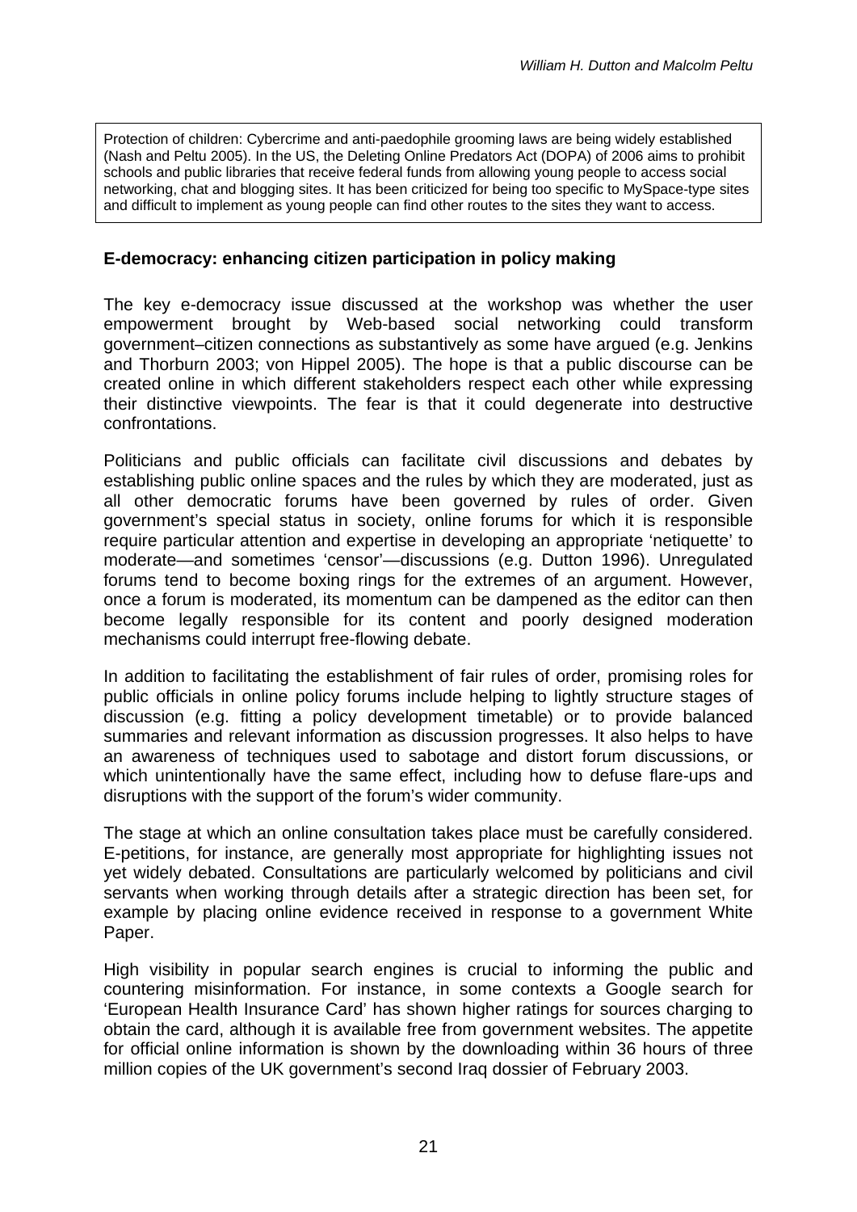Protection of children: Cybercrime and anti-paedophile grooming laws are being widely established (Nash and Peltu 2005). In the US, the Deleting Online Predators Act (DOPA) of 2006 aims to prohibit schools and public libraries that receive federal funds from allowing young people to access social networking, chat and blogging sites. It has been criticized for being too specific to MySpace-type sites and difficult to implement as young people can find other routes to the sites they want to access.

### E-democracy: enhancing citizen participation in policy making

The key e-democracy issue discussed at the workshop was whether the user empowerment brought by Web-based social networking could transform government–citizen connections as substantively as some have argued (e.g. Jenkins and Thorburn 2003; von Hippel 2005). The hope is that a public discourse can be created online in which different stakeholders respect each other while expressing their distinctive viewpoints. The fear is that it could degenerate into destructive confrontations.

Politicians and public officials can facilitate civil discussions and debates by establishing public online spaces and the rules by which they are moderated, just as all other democratic forums have been governed by rules of order. Given government's special status in society, online forums for which it is responsible require particular attention and expertise in developing an appropriate 'netiquette' to moderate—and sometimes 'censor'—discussions (e.g. Dutton 1996). Unregulated forums tend to become boxing rings for the extremes of an argument. However, once a forum is moderated, its momentum can be dampened as the editor can then become legally responsible for its content and poorly designed moderation mechanisms could interrupt free-flowing debate.

In addition to facilitating the establishment of fair rules of order, promising roles for public officials in online policy forums include helping to lightly structure stages of discussion (e.g. fitting a policy development timetable) or to provide balanced summaries and relevant information as discussion progresses. It also helps to have an awareness of techniques used to sabotage and distort forum discussions, or which unintentionally have the same effect, including how to defuse flare-ups and disruptions with the support of the forum's wider community.

The stage at which an online consultation takes place must be carefully considered. E-petitions, for instance, are generally most appropriate for highlighting issues not yet widely debated. Consultations are particularly welcomed by politicians and civil servants when working through details after a strategic direction has been set, for example by placing online evidence received in response to a government White Paper.

High visibility in popular search engines is crucial to informing the public and countering misinformation. For instance, in some contexts a Google search for 'European Health Insurance Card' has shown higher ratings for sources charging to obtain the card, although it is available free from government websites. The appetite for official online information is shown by the downloading within 36 hours of three million copies of the UK government's second Iraq dossier of February 2003.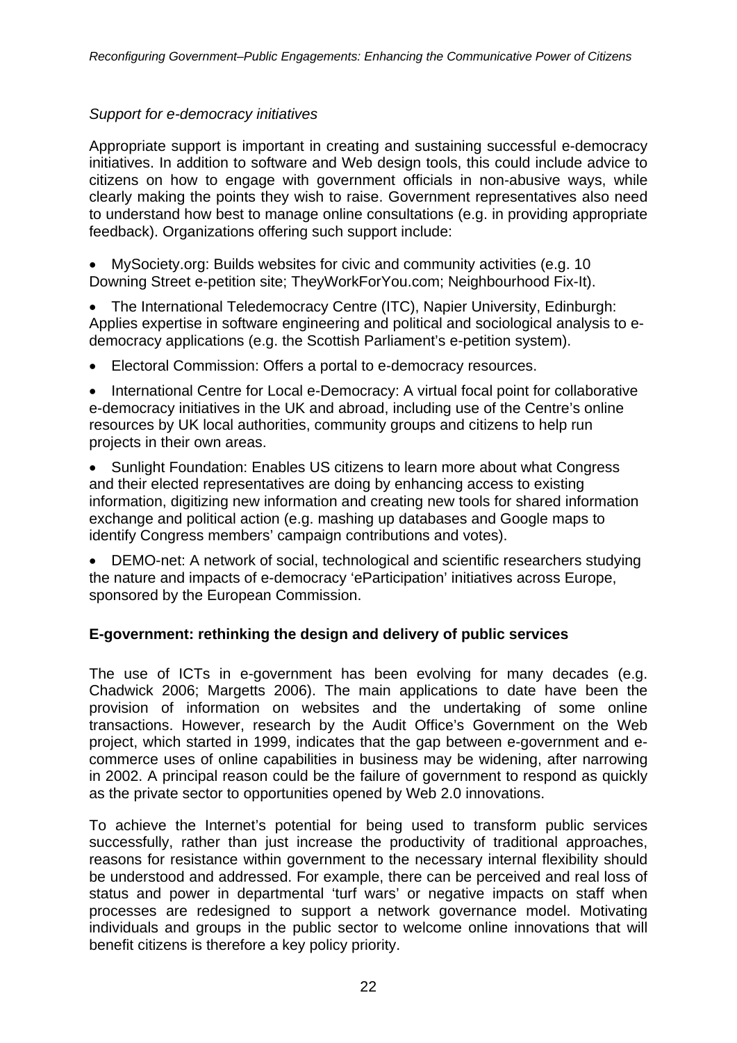*Support for e-democracy initiatives*

Appropriate support is important in creating and sustaining successful e-democracy initiatives. In addition to software and Web design tools, this could include advice to citizens on how to engage with government officials in non-abusive ways, while clearly making the points they wish to raise. Government representatives also need to understand how best to manage online consultations (e.g. in providing appropriate feedback). Organizations offering such support include:

- MySociety.org: Builds websites for civic and community activities (e.g. 10 Downing Street e-petition site; TheyWorkForYou.com; Neighbourhood Fix-It).
- The International Teledemocracy Centre (ITC), Napier University, Edinburgh: Applies expertise in software engineering and political and sociological analysis to e-democracy applications (e.g. the Scottish Parliament's e-petition system).
- Electoral Commission: Offers a portal to e-democracy resources.
- International Centre for Local e-Democracy: A virtual focal point for collaborative e-democracy initiatives in the UK and abroad, including use of the Centre's online resources by UK local authorities, community groups and citizens to help run projects in their own areas.
- Sunlight Foundation: Enables US citizens to learn more about what Congress and their elected representatives are doing by enhancing access to existing information, digitizing new information and creating new tools for shared information exchange and political action (e.g. mashing up databases and Google maps to identify Congress members' campaign contributions and votes).
- DEMO-net: A network of social, technological and scientific researchers studying the nature and impacts of e-democracy 'eParticipation' initiatives across Europe, sponsored by the European Commission.

**E-government: rethinking the design and delivery of public services**

The use of ICTs in e-government has been evolving for many decades (e.g. Chadwick 2006; Margetts 2006). The main applications to date have been the provision of information on websites and the undertaking of some online transactions. However, research by the Audit Office's Government on the Web project, which started in 1999, indicates that the gap between e-government and e-commerce uses of online capabilities in business may be widening, after narrowing in 2002. A principal reason could be the failure of government to respond as quickly as the private sector to opportunities opened by Web 2.0 innovations.

To achieve the Internet's potential for being used to transform public services successfully, rather than just increase the productivity of traditional approaches, reasons for resistance within government to the necessary internal flexibility should be understood and addressed. For example, there can be perceived and real loss of status and power in departmental 'turf wars' or negative impacts on staff when processes are redesigned to support a network governance model. Motivating individuals and groups in the public sector to welcome online innovations that will benefit citizens is therefore a key policy priority.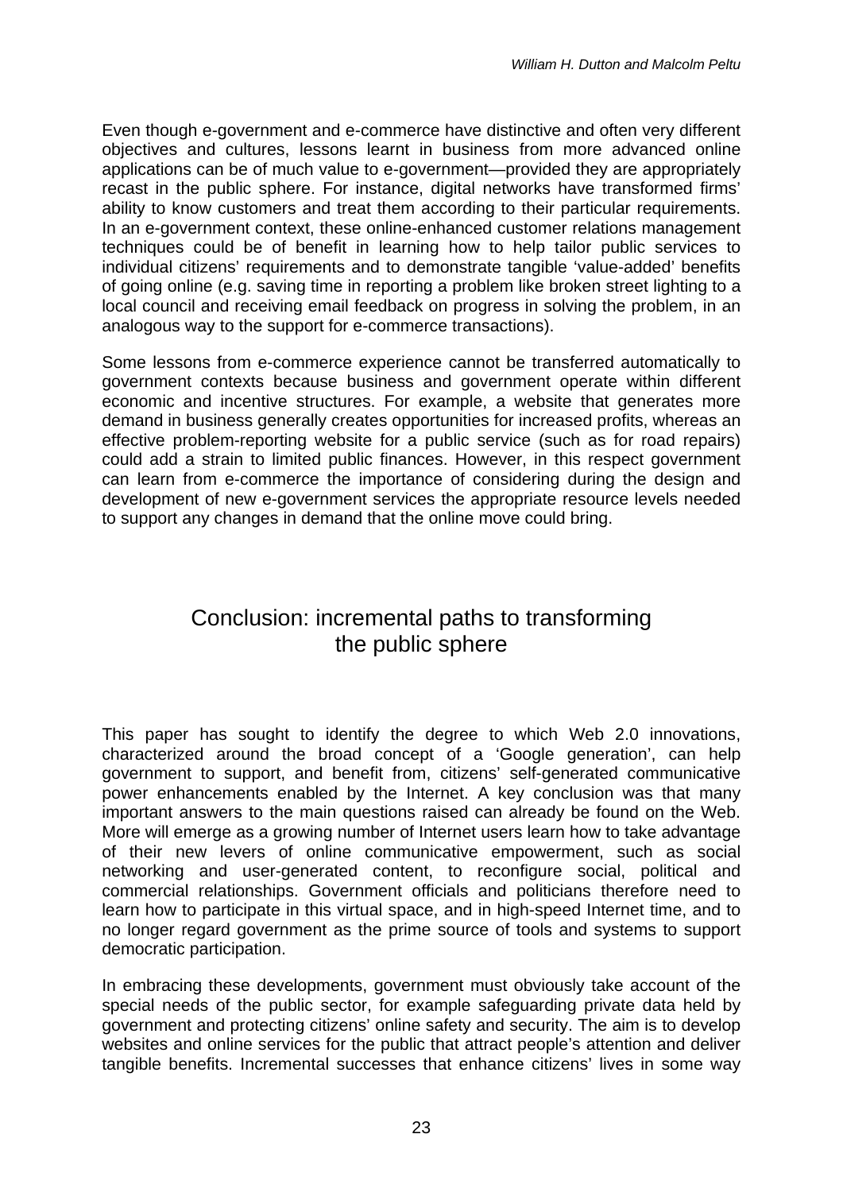Even though e-government and e-commerce have distinctive and often very different objectives and cultures, lessons learnt in business from more advanced online applications can be of much value to e-government—provided they are appropriately recast in the public sphere. For instance, digital networks have transformed firms' ability to know customers and treat them according to their particular requirements. In an e-government context, these online-enhanced customer relations management techniques could be of benefit in learning how to help tailor public services to individual citizens' requirements and to demonstrate tangible 'value-added' benefits of going online (e.g. saving time in reporting a problem like broken street lighting to a local council and receiving email feedback on progress in solving the problem, in an analogous way to the support for e-commerce transactions).

Some lessons from e-commerce experience cannot be transferred automatically to government contexts because business and government operate within different economic and incentive structures. For example, a website that generates more demand in business generally creates opportunities for increased profits, whereas an effective problem-reporting website for a public service (such as for road repairs) could add a strain to limited public finances. However, in this respect government can learn from e-commerce the importance of considering during the design and development of new e-government services the appropriate resource levels needed to support any changes in demand that the online move could bring.

## Conclusion: incremental paths to transforming the public sphere

This paper has sought to identify the degree to which Web 2.0 innovations, characterized around the broad concept of a 'Google generation', can help government to support, and benefit from, citizens' self-generated communicative power enhancements enabled by the Internet. A key conclusion was that many important answers to the main questions raised can already be found on the Web. More will emerge as a growing number of Internet users learn how to take advantage of their new levers of online communicative empowerment, such as social networking and user-generated content, to reconfigure social, political and commercial relationships. Government officials and politicians therefore need to learn how to participate in this virtual space, and in high-speed Internet time, and to no longer regard government as the prime source of tools and systems to support democratic participation.

In embracing these developments, government must obviously take account of the special needs of the public sector, for example safeguarding private data held by government and protecting citizens' online safety and security. The aim is to develop websites and online services for the public that attract people's attention and deliver tangible benefits. Incremental successes that enhance citizens' lives in some way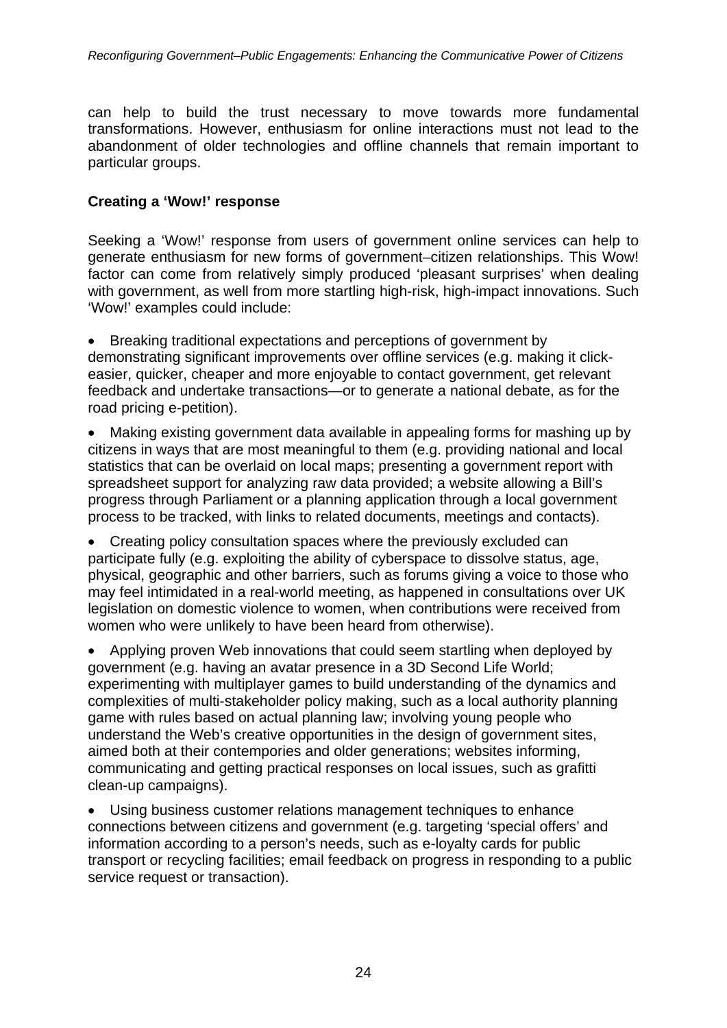can help to build the trust necessary to move towards more fundamental transformations. However, enthusiasm for online interactions must not lead to the abandonment of older technologies and offline channels that remain important to particular groups.

**Creating a 'Wow!' response**

Seeking a 'Wow!' response from users of government online services can help to generate enthusiasm for new forms of government–citizen relationships. This Wow! factor can come from relatively simply produced 'pleasant surprises' when dealing with government, as well from more startling high-risk, high-impact innovations. Such 'Wow!' examples could include:

- Breaking traditional expectations and perceptions of government by demonstrating significant improvements over offline services (e.g. making it click-easier, quicker, cheaper and more enjoyable to contact government, get relevant feedback and undertake transactions—or to generate a national debate, as for the road pricing e-petition).
- Making existing government data available in appealing forms for mashing up by citizens in ways that are most meaningful to them (e.g. providing national and local statistics that can be overlaid on local maps; presenting a government report with spreadsheet support for analyzing raw data provided; a website allowing a Bill's progress through Parliament or a planning application through a local government process to be tracked, with links to related documents, meetings and contacts).
- Creating policy consultation spaces where the previously excluded can participate fully (e.g. exploiting the ability of cyberspace to dissolve status, age, physical, geographic and other barriers, such as forums giving a voice to those who may feel intimidated in a real-world meeting, as happened in consultations over UK legislation on domestic violence to women, when contributions were received from women who were unlikely to have been heard from otherwise).
- Applying proven Web innovations that could seem startling when deployed by government (e.g. having an avatar presence in a 3D Second Life World; experimenting with multiplayer games to build understanding of the dynamics and complexities of multi-stakeholder policy making, such as a local authority planning game with rules based on actual planning law; involving young people who understand the Web's creative opportunities in the design of government sites, aimed both at their contempories and older generations; websites informing, communicating and getting practical responses on local issues, such as grafitti clean-up campaigns).
- Using business customer relations management techniques to enhance connections between citizens and government (e.g. targeting 'special offers' and information according to a person's needs, such as e-loyalty cards for public transport or recycling facilities; email feedback on progress in responding to a public service request or transaction).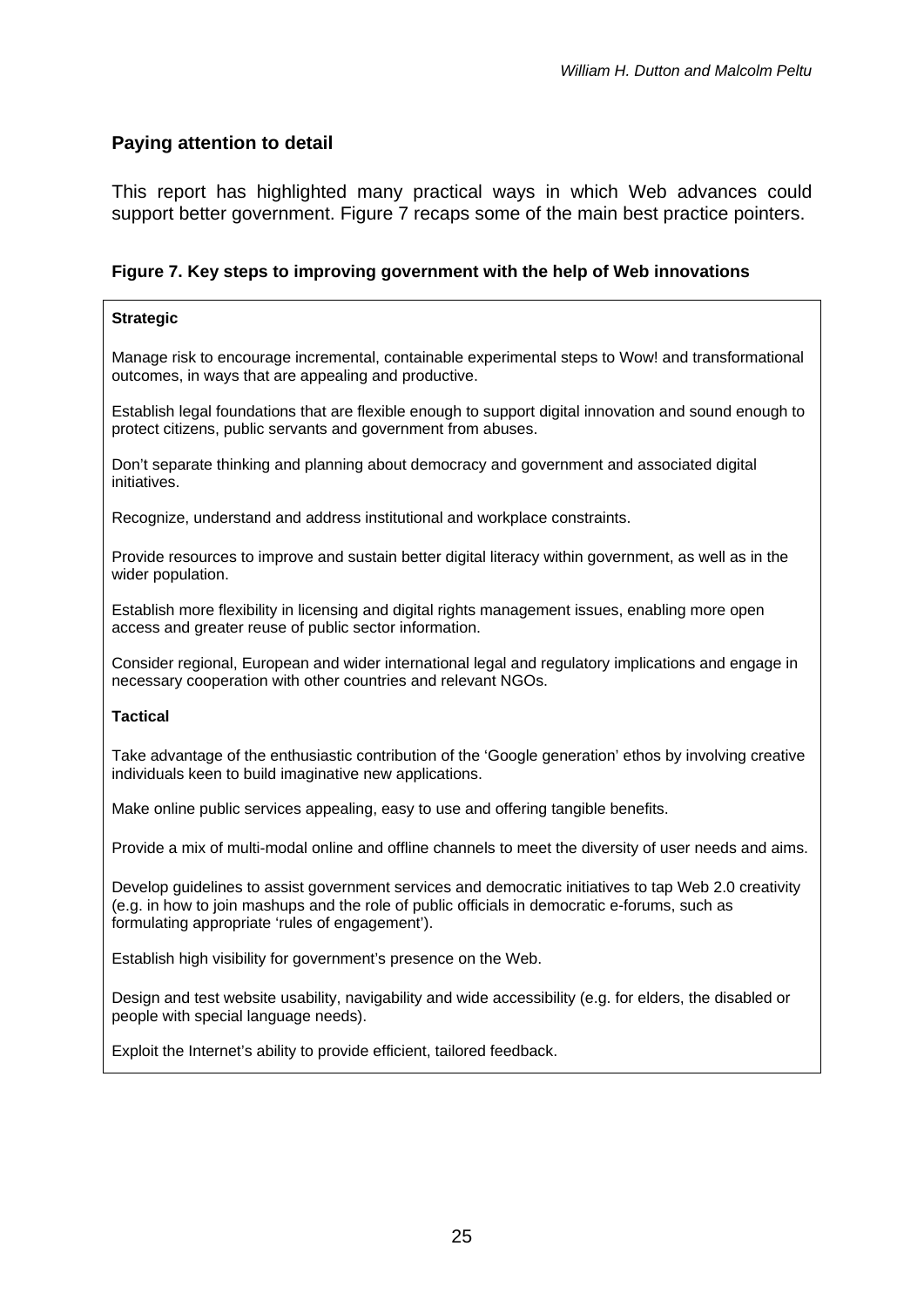## Paying attention to detail

This report has highlighted many practical ways in which Web advances could support better government. Figure 7 recaps some of the main best practice pointers.

**Figure 7. Key steps to improving government with the help of Web innovations**

**Strategic**

Manage risk to encourage incremental, containable experimental steps to Wow! and transformational outcomes, in ways that are appealing and productive.

Establish legal foundations that are flexible enough to support digital innovation and sound enough to protect citizens, public servants and government from abuses.

Don't separate thinking and planning about democracy and government and associated digital initiatives.

Recognize, understand and address institutional and workplace constraints.

Provide resources to improve and sustain better digital literacy within government, as well as in the wider population.

Establish more flexibility in licensing and digital rights management issues, enabling more open access and greater reuse of public sector information.

Consider regional, European and wider international legal and regulatory implications and engage in necessary cooperation with other countries and relevant NGOs.

**Tactical**

Take advantage of the enthusiastic contribution of the 'Google generation' ethos by involving creative individuals keen to build imaginative new applications.

Make online public services appealing, easy to use and offering tangible benefits.

Provide a mix of multi-modal online and offline channels to meet the diversity of user needs and aims.

Develop guidelines to assist government services and democratic initiatives to tap Web 2.0 creativity (e.g. in how to join mashups and the role of public officials in democratic e-forums, such as formulating appropriate 'rules of engagement').

Establish high visibility for government's presence on the Web.

Design and test website usability, navigability and wide accessibility (e.g. for elders, the disabled or people with special language needs).

Exploit the Internet's ability to provide efficient, tailored feedback.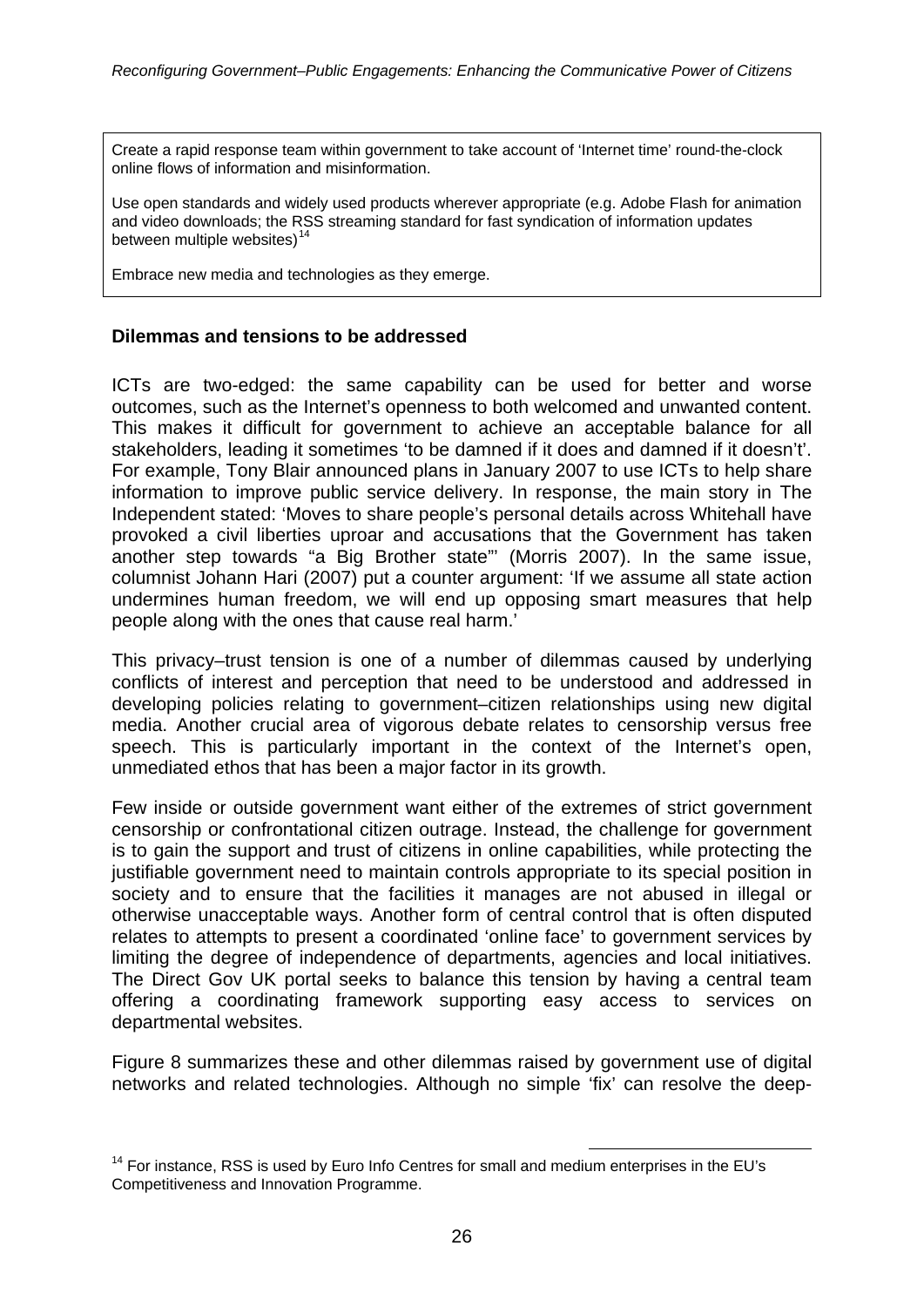Create a rapid response team within government to take account of 'Internet time' round-the-clock online flows of information and misinformation.

Use open standards and widely used products wherever appropriate (e.g. Adobe Flash for animation and video downloads; the RSS streaming standard for fast syndication of information updates between multiple websites)[14]

Embrace new media and technologies as they emerge.

**Dilemmas and tensions to be addressed**

ICTs are two-edged: the same capability can be used for better and worse outcomes, such as the Internet's openness to both welcomed and unwanted content. This makes it difficult for government to achieve an acceptable balance for all stakeholders, leading it sometimes 'to be damned if it does and damned if it doesn't'. For example, Tony Blair announced plans in January 2007 to use ICTs to help share information to improve public service delivery. In response, the main story in The Independent stated: 'Moves to share people's personal details across Whitehall have provoked a civil liberties uproar and accusations that the Government has taken another step towards "a Big Brother state"' (Morris 2007). In the same issue, columnist Johann Hari (2007) put a counter argument: 'If we assume all state action undermines human freedom, we will end up opposing smart measures that help people along with the ones that cause real harm.'

This privacy–trust tension is one of a number of dilemmas caused by underlying conflicts of interest and perception that need to be understood and addressed in developing policies relating to government–citizen relationships using new digital media. Another crucial area of vigorous debate relates to censorship versus free speech. This is particularly important in the context of the Internet's open, unmediated ethos that has been a major factor in its growth.

Few inside or outside government want either of the extremes of strict government censorship or confrontational citizen outrage. Instead, the challenge for government is to gain the support and trust of citizens in online capabilities, while protecting the justifiable government need to maintain controls appropriate to its special position in society and to ensure that the facilities it manages are not abused in illegal or otherwise unacceptable ways. Another form of central control that is often disputed relates to attempts to present a coordinated 'online face' to government services by limiting the degree of independence of departments, agencies and local initiatives. The Direct Gov UK portal seeks to balance this tension by having a central team offering a coordinating framework supporting easy access to services on departmental websites.

Figure 8 summarizes these and other dilemmas raised by government use of digital networks and related technologies. Although no simple 'fix' can resolve the deep-

[14] For instance, RSS is used by Euro Info Centres for small and medium enterprises in the EU's Competitiveness and Innovation Programme.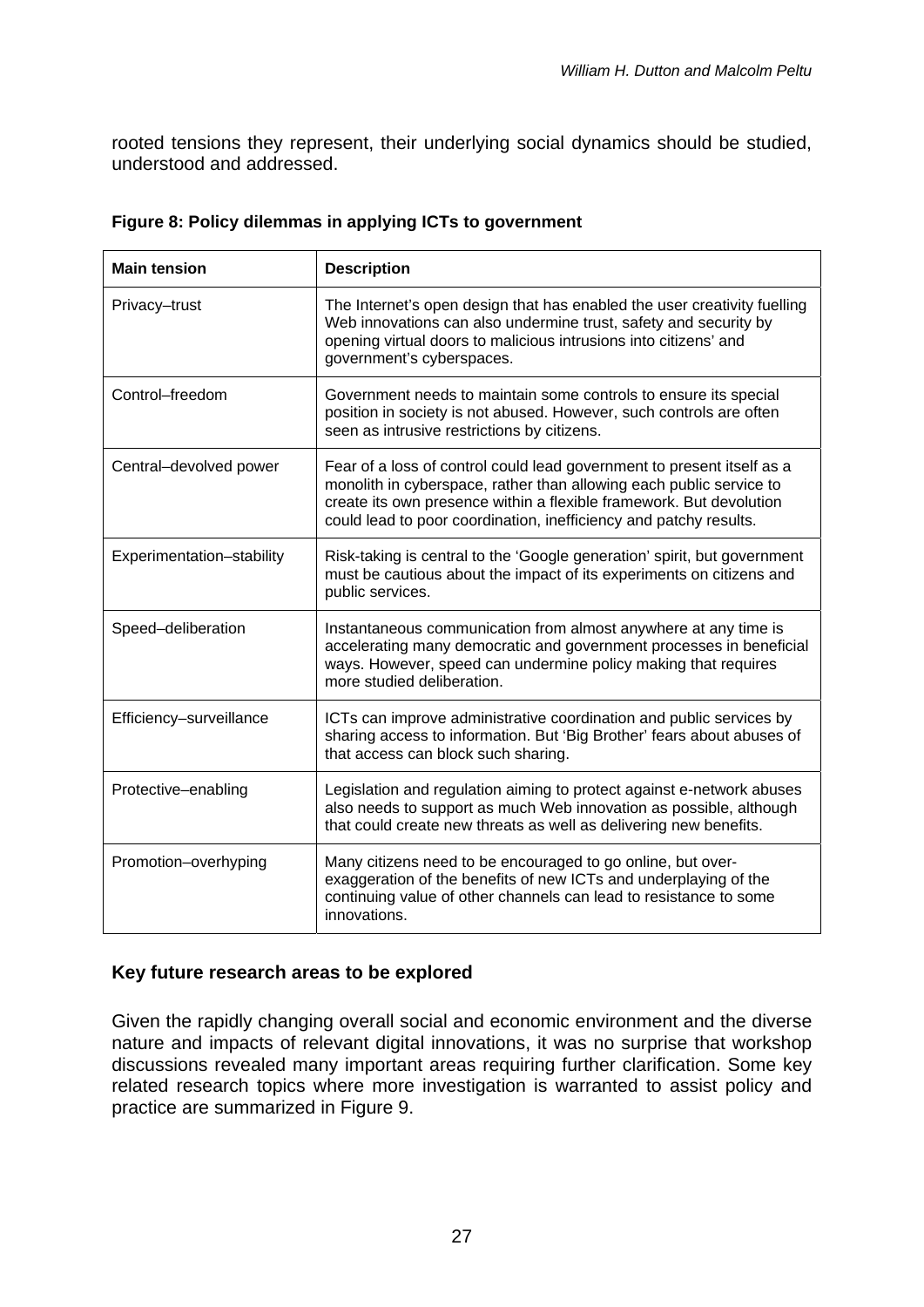rooted tensions they represent, their underlying social dynamics should be studied, understood and addressed.

**Figure 8: Policy dilemmas in applying ICTs to government**

| Main tension | Description |
|---|---|
| Privacy–trust | The Internet's open design that has enabled the user creativity fuelling Web innovations can also undermine trust, safety and security by opening virtual doors to malicious intrusions into citizens' and government's cyberspaces. |
| Control–freedom | Government needs to maintain some controls to ensure its special position in society is not abused. However, such controls are often seen as intrusive restrictions by citizens. |
| Central–devolved power | Fear of a loss of control could lead government to present itself as a monolith in cyberspace, rather than allowing each public service to create its own presence within a flexible framework. But devolution could lead to poor coordination, inefficiency and patchy results. |
| Experimentation–stability | Risk-taking is central to the 'Google generation' spirit, but government must be cautious about the impact of its experiments on citizens and public services. |
| Speed–deliberation | Instantaneous communication from almost anywhere at any time is accelerating many democratic and government processes in beneficial ways. However, speed can undermine policy making that requires more studied deliberation. |
| Efficiency–surveillance | ICTs can improve administrative coordination and public services by sharing access to information. But 'Big Brother' fears about abuses of that access can block such sharing. |
| Protective–enabling | Legislation and regulation aiming to protect against e-network abuses also needs to support as much Web innovation as possible, although that could create new threats as well as delivering new benefits. |
| Promotion–overhyping | Many citizens need to be encouraged to go online, but over-exaggeration of the benefits of new ICTs and underplaying of the continuing value of other channels can lead to resistance to some innovations. |

## Key future research areas to be explored

Given the rapidly changing overall social and economic environment and the diverse nature and impacts of relevant digital innovations, it was no surprise that workshop discussions revealed many important areas requiring further clarification. Some key related research topics where more investigation is warranted to assist policy and practice are summarized in Figure 9.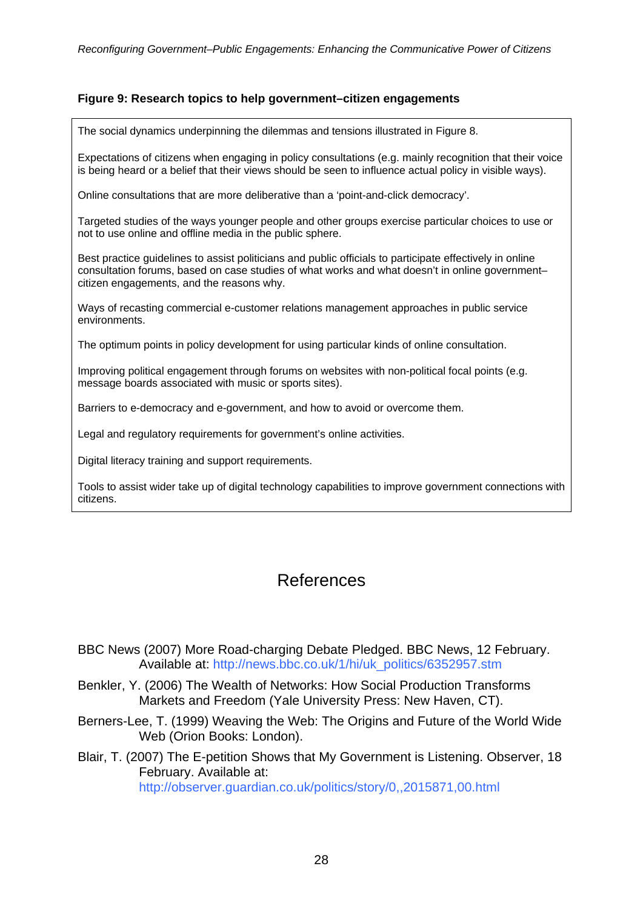**Figure 9: Research topics to help government–citizen engagements**

The social dynamics underpinning the dilemmas and tensions illustrated in Figure 8.

Expectations of citizens when engaging in policy consultations (e.g. mainly recognition that their voice is being heard or a belief that their views should be seen to influence actual policy in visible ways).

Online consultations that are more deliberative than a 'point-and-click democracy'.

Targeted studies of the ways younger people and other groups exercise particular choices to use or not to use online and offline media in the public sphere.

Best practice guidelines to assist politicians and public officials to participate effectively in online consultation forums, based on case studies of what works and what doesn't in online government–citizen engagements, and the reasons why.

Ways of recasting commercial e-customer relations management approaches in public service environments.

The optimum points in policy development for using particular kinds of online consultation.

Improving political engagement through forums on websites with non-political focal points (e.g. message boards associated with music or sports sites).

Barriers to e-democracy and e-government, and how to avoid or overcome them.

Legal and regulatory requirements for government's online activities.

Digital literacy training and support requirements.

Tools to assist wider take up of digital technology capabilities to improve government connections with citizens.

# References

BBC News (2007) More Road-charging Debate Pledged. BBC News, 12 February. Available at: http://news.bbc.co.uk/1/hi/uk_politics/6352957.stm

Benkler, Y. (2006) The Wealth of Networks: How Social Production Transforms Markets and Freedom (Yale University Press: New Haven, CT).

Berners-Lee, T. (1999) Weaving the Web: The Origins and Future of the World Wide Web (Orion Books: London).

Blair, T. (2007) The E-petition Shows that My Government is Listening. Observer, 18 February. Available at: http://observer.guardian.co.uk/politics/story/0,,2015871,00.html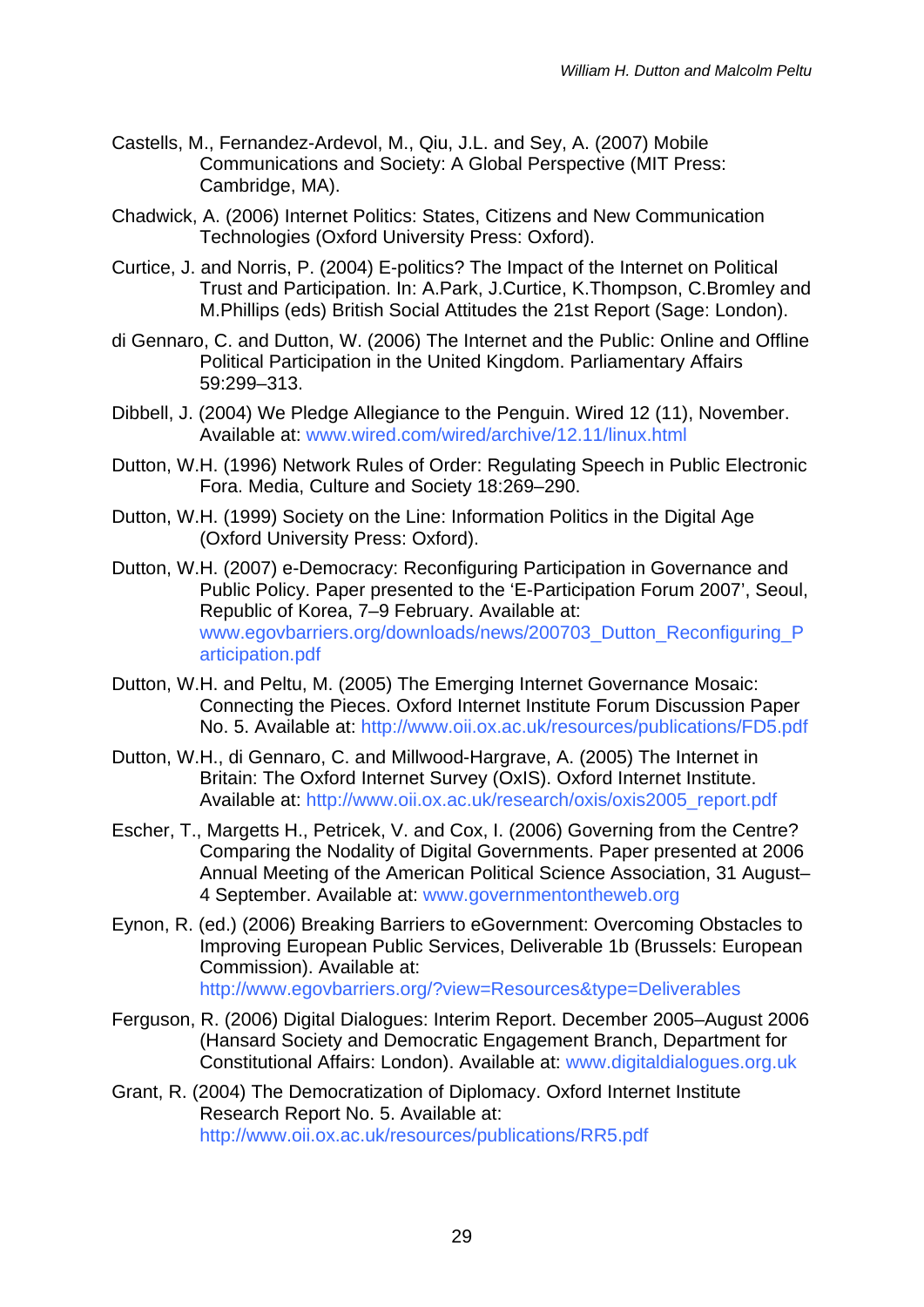Castells, M., Fernandez-Ardevol, M., Qiu, J.L. and Sey, A. (2007) Mobile Communications and Society: A Global Perspective (MIT Press: Cambridge, MA).

Chadwick, A. (2006) Internet Politics: States, Citizens and New Communication Technologies (Oxford University Press: Oxford).

Curtice, J. and Norris, P. (2004) E-politics? The Impact of the Internet on Political Trust and Participation. In: A.Park, J.Curtice, K.Thompson, C.Bromley and M.Phillips (eds) British Social Attitudes the 21st Report (Sage: London).

di Gennaro, C. and Dutton, W. (2006) The Internet and the Public: Online and Offline Political Participation in the United Kingdom. Parliamentary Affairs 59:299–313.

Dibbell, J. (2004) We Pledge Allegiance to the Penguin. Wired 12 (11), November. Available at: www.wired.com/wired/archive/12.11/linux.html

Dutton, W.H. (1996) Network Rules of Order: Regulating Speech in Public Electronic Fora. Media, Culture and Society 18:269–290.

Dutton, W.H. (1999) Society on the Line: Information Politics in the Digital Age (Oxford University Press: Oxford).

Dutton, W.H. (2007) e-Democracy: Reconfiguring Participation in Governance and Public Policy. Paper presented to the 'E-Participation Forum 2007', Seoul, Republic of Korea, 7–9 February. Available at: www.egovbarriers.org/downloads/news/200703_Dutton_Reconfiguring_Participation.pdf

Dutton, W.H. and Peltu, M. (2005) The Emerging Internet Governance Mosaic: Connecting the Pieces. Oxford Internet Institute Forum Discussion Paper No. 5. Available at: http://www.oii.ox.ac.uk/resources/publications/FD5.pdf

Dutton, W.H., di Gennaro, C. and Millwood-Hargrave, A. (2005) The Internet in Britain: The Oxford Internet Survey (OxIS). Oxford Internet Institute. Available at: http://www.oii.ox.ac.uk/research/oxis/oxis2005_report.pdf

Escher, T., Margetts H., Petricek, V. and Cox, I. (2006) Governing from the Centre? Comparing the Nodality of Digital Governments. Paper presented at 2006 Annual Meeting of the American Political Science Association, 31 August–4 September. Available at: www.governmentontheweb.org

Eynon, R. (ed.) (2006) Breaking Barriers to eGovernment: Overcoming Obstacles to Improving European Public Services, Deliverable 1b (Brussels: European Commission). Available at: http://www.egovbarriers.org/?view=Resources&type=Deliverables

Ferguson, R. (2006) Digital Dialogues: Interim Report. December 2005–August 2006 (Hansard Society and Democratic Engagement Branch, Department for Constitutional Affairs: London). Available at: www.digitaldialogues.org.uk

Grant, R. (2004) The Democratization of Diplomacy. Oxford Internet Institute Research Report No. 5. Available at: http://www.oii.ox.ac.uk/resources/publications/RR5.pdf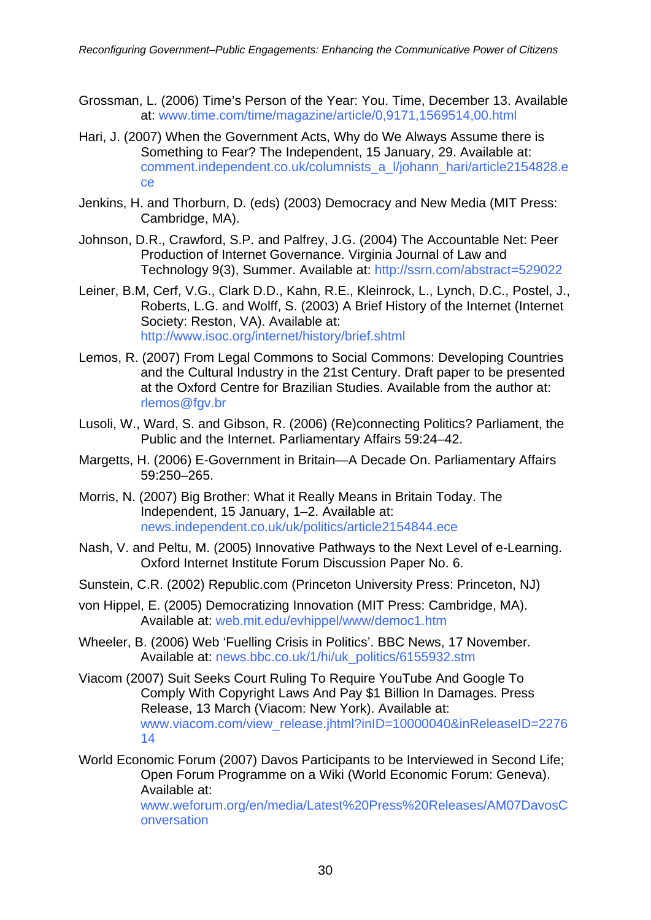Grossman, L. (2006) Time's Person of the Year: You. Time, December 13. Available at: www.time.com/time/magazine/article/0,9171,1569514,00.html

Hari, J. (2007) When the Government Acts, Why do We Always Assume there is Something to Fear? The Independent, 15 January, 29. Available at: comment.independent.co.uk/columnists_a_l/johann_hari/article2154828.ece

Jenkins, H. and Thorburn, D. (eds) (2003) Democracy and New Media (MIT Press: Cambridge, MA).

Johnson, D.R., Crawford, S.P. and Palfrey, J.G. (2004) The Accountable Net: Peer Production of Internet Governance. Virginia Journal of Law and Technology 9(3), Summer. Available at: http://ssrn.com/abstract=529022

Leiner, B.M, Cerf, V.G., Clark D.D., Kahn, R.E., Kleinrock, L., Lynch, D.C., Postel, J., Roberts, L.G. and Wolff, S. (2003) A Brief History of the Internet (Internet Society: Reston, VA). Available at: http://www.isoc.org/internet/history/brief.shtml

Lemos, R. (2007) From Legal Commons to Social Commons: Developing Countries and the Cultural Industry in the 21st Century. Draft paper to be presented at the Oxford Centre for Brazilian Studies. Available from the author at: rlemos@fgv.br

Lusoli, W., Ward, S. and Gibson, R. (2006) (Re)connecting Politics? Parliament, the Public and the Internet. Parliamentary Affairs 59:24–42.

Margetts, H. (2006) E-Government in Britain—A Decade On. Parliamentary Affairs 59:250–265.

Morris, N. (2007) Big Brother: What it Really Means in Britain Today. The Independent, 15 January, 1–2. Available at: news.independent.co.uk/uk/politics/article2154844.ece

Nash, V. and Peltu, M. (2005) Innovative Pathways to the Next Level of e-Learning. Oxford Internet Institute Forum Discussion Paper No. 6.

Sunstein, C.R. (2002) Republic.com (Princeton University Press: Princeton, NJ)

von Hippel, E. (2005) Democratizing Innovation (MIT Press: Cambridge, MA). Available at: web.mit.edu/evhippel/www/democ1.htm

Wheeler, B. (2006) Web 'Fuelling Crisis in Politics'. BBC News, 17 November. Available at: news.bbc.co.uk/1/hi/uk_politics/6155932.stm

Viacom (2007) Suit Seeks Court Ruling To Require YouTube And Google To Comply With Copyright Laws And Pay $1 Billion In Damages. Press Release, 13 March (Viacom: New York). Available at: www.viacom.com/view_release.jhtml?inID=10000040&inReleaseID=227614

World Economic Forum (2007) Davos Participants to be Interviewed in Second Life; Open Forum Programme on a Wiki (World Economic Forum: Geneva). Available at: www.weforum.org/en/media/Latest%20Press%20Releases/AM07DavosConversation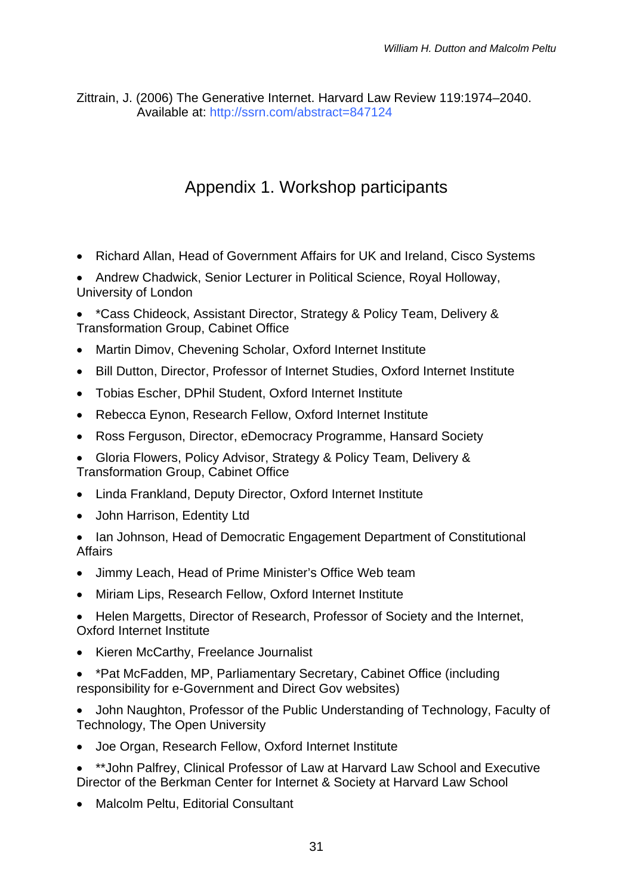Zittrain, J. (2006) The Generative Internet. Harvard Law Review 119:1974–2040. Available at: http://ssrn.com/abstract=847124

# Appendix 1. Workshop participants

- Richard Allan, Head of Government Affairs for UK and Ireland, Cisco Systems
- Andrew Chadwick, Senior Lecturer in Political Science, Royal Holloway, University of London
- *Cass Chideock, Assistant Director, Strategy & Policy Team, Delivery & Transformation Group, Cabinet Office
- Martin Dimov, Chevening Scholar, Oxford Internet Institute
- Bill Dutton, Director, Professor of Internet Studies, Oxford Internet Institute
- Tobias Escher, DPhil Student, Oxford Internet Institute
- Rebecca Eynon, Research Fellow, Oxford Internet Institute
- Ross Ferguson, Director, eDemocracy Programme, Hansard Society
- Gloria Flowers, Policy Advisor, Strategy & Policy Team, Delivery & Transformation Group, Cabinet Office
- Linda Frankland, Deputy Director, Oxford Internet Institute
- John Harrison, Edentity Ltd
- Ian Johnson, Head of Democratic Engagement Department of Constitutional Affairs
- Jimmy Leach, Head of Prime Minister's Office Web team
- Miriam Lips, Research Fellow, Oxford Internet Institute
- Helen Margetts, Director of Research, Professor of Society and the Internet, Oxford Internet Institute
- Kieren McCarthy, Freelance Journalist
- *Pat McFadden, MP, Parliamentary Secretary, Cabinet Office (including responsibility for e-Government and Direct Gov websites)
- John Naughton, Professor of the Public Understanding of Technology, Faculty of Technology, The Open University
- Joe Organ, Research Fellow, Oxford Internet Institute
- **John Palfrey, Clinical Professor of Law at Harvard Law School and Executive Director of the Berkman Center for Internet & Society at Harvard Law School
- Malcolm Peltu, Editorial Consultant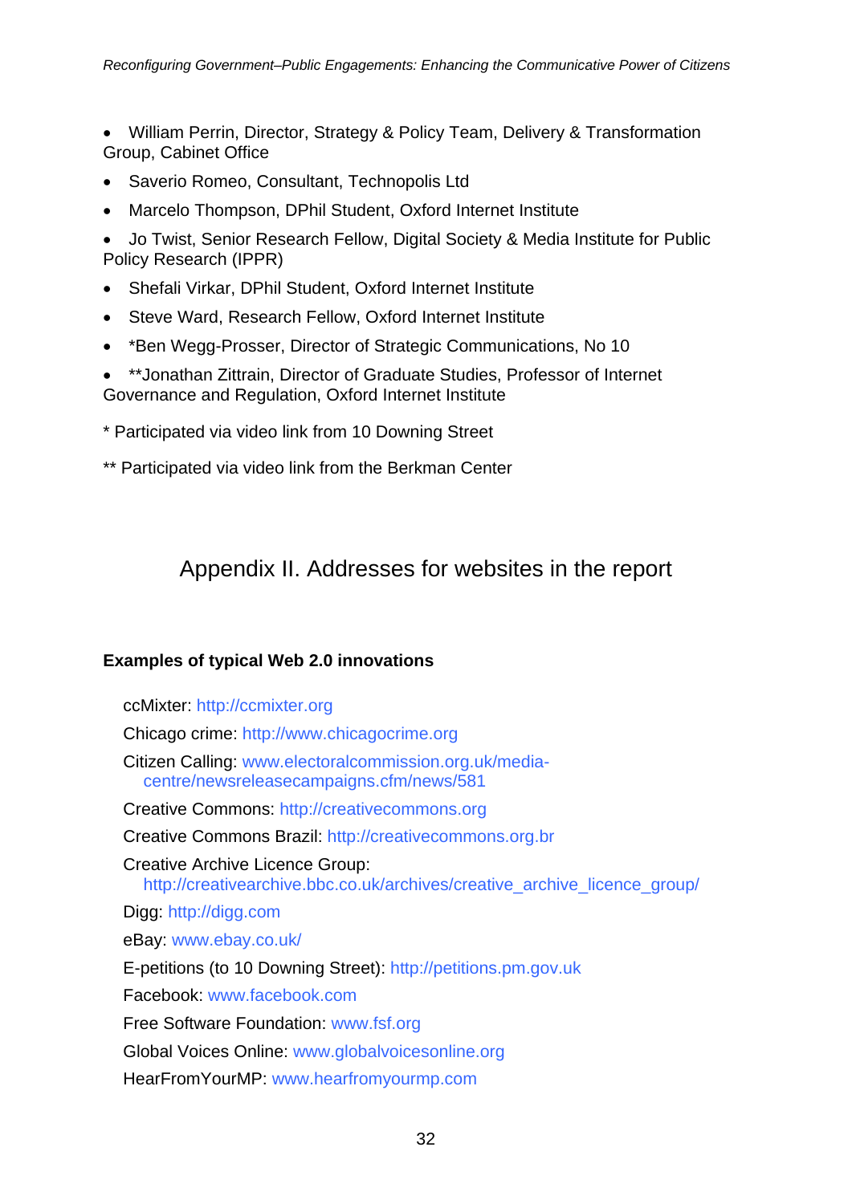- William Perrin, Director, Strategy & Policy Team, Delivery & Transformation Group, Cabinet Office
- Saverio Romeo, Consultant, Technopolis Ltd
- Marcelo Thompson, DPhil Student, Oxford Internet Institute
- Jo Twist, Senior Research Fellow, Digital Society & Media Institute for Public Policy Research (IPPR)
- Shefali Virkar, DPhil Student, Oxford Internet Institute
- Steve Ward, Research Fellow, Oxford Internet Institute
- *Ben Wegg-Prosser, Director of Strategic Communications, No 10
- **Jonathan Zittrain, Director of Graduate Studies, Professor of Internet Governance and Regulation, Oxford Internet Institute

\* Participated via video link from 10 Downing Street

\** Participated via video link from the Berkman Center

# Appendix II. Addresses for websites in the report

**Examples of typical Web 2.0 innovations**

ccMixter: http://ccmixter.org

Chicago crime: http://www.chicagocrime.org

Citizen Calling: www.electoralcommission.org.uk/media-centre/newsreleasecampaigns.cfm/news/581

Creative Commons: http://creativecommons.org

Creative Commons Brazil: http://creativecommons.org.br

Creative Archive Licence Group: http://creativearchive.bbc.co.uk/archives/creative_archive_licence_group/

Digg: http://digg.com

eBay: www.ebay.co.uk/

E-petitions (to 10 Downing Street): http://petitions.pm.gov.uk

Facebook: www.facebook.com

Free Software Foundation: www.fsf.org

Global Voices Online: www.globalvoicesonline.org

HearFromYourMP: www.hearfromyourmp.com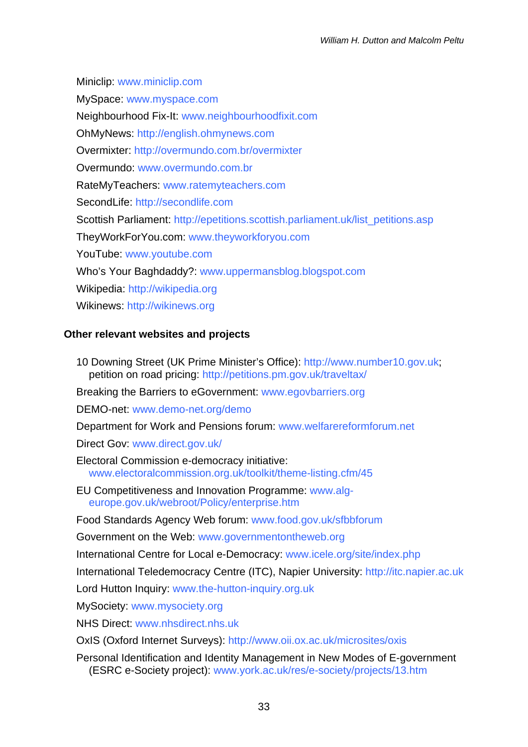Miniclip: www.miniclip.com

MySpace: www.myspace.com

Neighbourhood Fix-It: www.neighbourhoodfixit.com

OhMyNews: http://english.ohmynews.com

Overmixter: http://overmundo.com.br/overmixter

Overmundo: www.overmundo.com.br

RateMyTeachers: www.ratemyteachers.com

SecondLife: http://secondlife.com

Scottish Parliament: http://epetitions.scottish.parliament.uk/list_petitions.asp

TheyWorkForYou.com: www.theyworkforyou.com

YouTube: www.youtube.com

Who's Your Baghdaddy?: www.uppermansblog.blogspot.com

Wikipedia: http://wikipedia.org

Wikinews: http://wikinews.org

### Other relevant websites and projects

10 Downing Street (UK Prime Minister's Office): http://www.number10.gov.uk; petition on road pricing: http://petitions.pm.gov.uk/traveltax/

Breaking the Barriers to eGovernment: www.egovbarriers.org

DEMO-net: www.demo-net.org/demo

Department for Work and Pensions forum: www.welfarereformforum.net

Direct Gov: www.direct.gov.uk/

Electoral Commission e-democracy initiative: www.electoralcommission.org.uk/toolkit/theme-listing.cfm/45

EU Competitiveness and Innovation Programme: www.alg-europe.gov.uk/webroot/Policy/enterprise.htm

Food Standards Agency Web forum: www.food.gov.uk/sfbbforum

Government on the Web: www.governmentontheweb.org

International Centre for Local e-Democracy: www.icele.org/site/index.php

International Teledemocracy Centre (ITC), Napier University: http://itc.napier.ac.uk

Lord Hutton Inquiry: www.the-hutton-inquiry.org.uk

MySociety: www.mysociety.org

NHS Direct: www.nhsdirect.nhs.uk

OxIS (Oxford Internet Surveys): http://www.oii.ox.ac.uk/microsites/oxis

Personal Identification and Identity Management in New Modes of E-government (ESRC e-Society project): www.york.ac.uk/res/e-society/projects/13.htm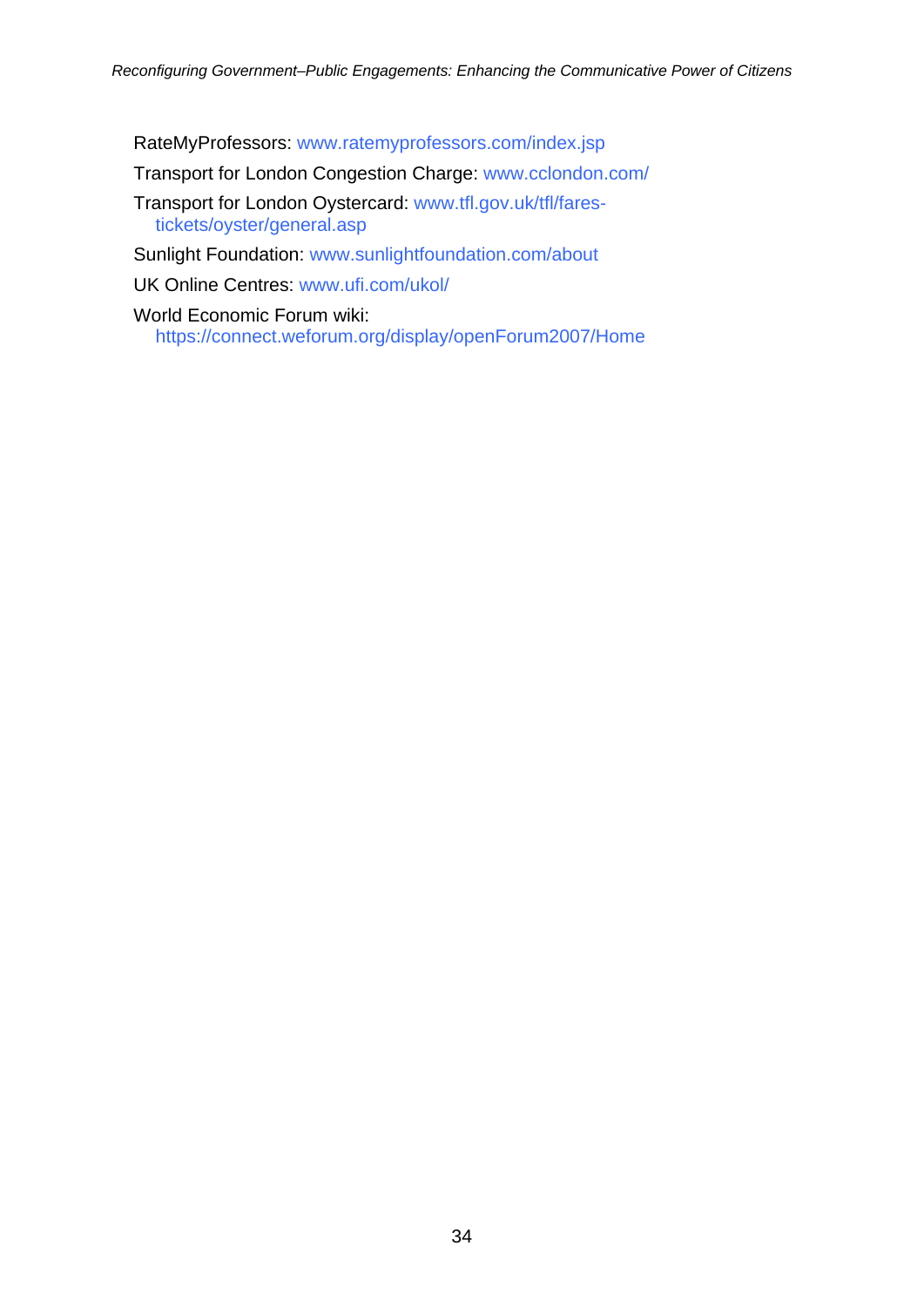RateMyProfessors: www.ratemyprofessors.com/index.jsp

Transport for London Congestion Charge: www.cclondon.com/

Transport for London Oystercard: www.tfl.gov.uk/tfl/fares-tickets/oyster/general.asp

Sunlight Foundation: www.sunlightfoundation.com/about

UK Online Centres: www.ufi.com/ukol/

World Economic Forum wiki: https://connect.weforum.org/display/openForum2007/Home